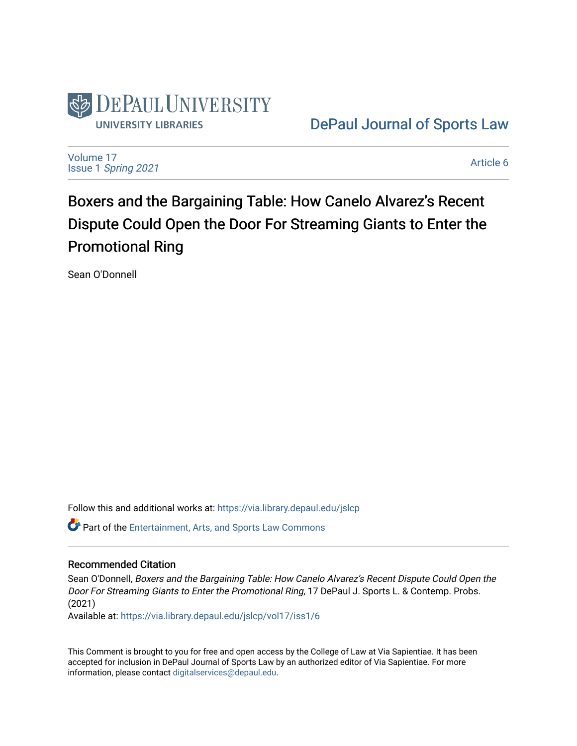DePaul University Libraries

DePaul Journal of Sports Law

Volume 17
Issue 1 *Spring 2021*

Article 6

# Boxers and the Bargaining Table: How Canelo Alvarez's Recent Dispute Could Open the Door For Streaming Giants to Enter the Promotional Ring

Sean O'Donnell

Follow this and additional works at: https://via.library.depaul.edu/jslcp

Part of the Entertainment, Arts, and Sports Law Commons

## Recommended Citation

Sean O'Donnell, *Boxers and the Bargaining Table: How Canelo Alvarez's Recent Dispute Could Open the Door For Streaming Giants to Enter the Promotional Ring*, 17 DePaul J. Sports L. & Contemp. Probs. (2021)

Available at: https://via.library.depaul.edu/jslcp/vol17/iss1/6

This Comment is brought to you for free and open access by the College of Law at Via Sapientiae. It has been accepted for inclusion in DePaul Journal of Sports Law by an authorized editor of Via Sapientiae. For more information, please contact digitalservices@depaul.edu.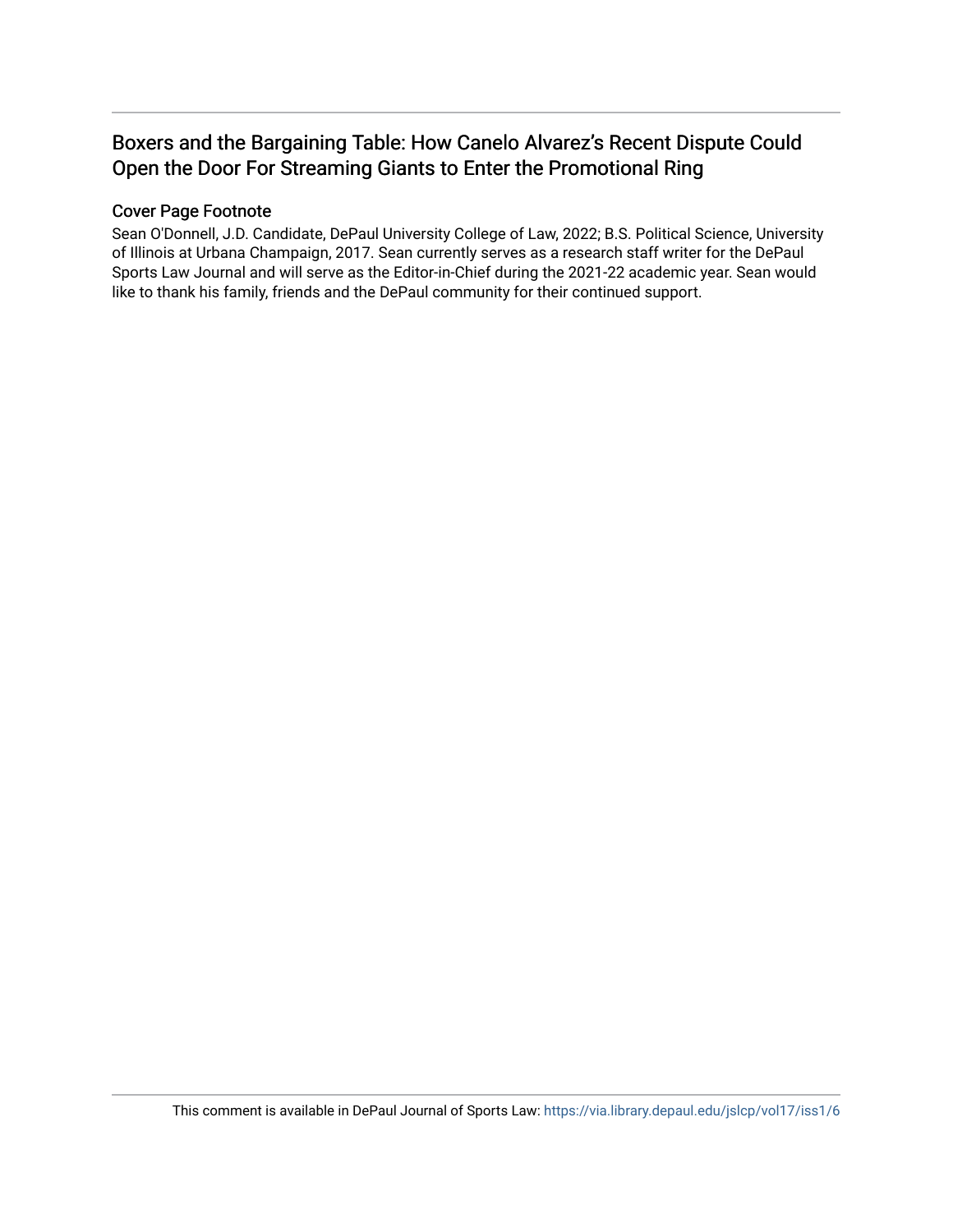# Boxers and the Bargaining Table: How Canelo Alvarez's Recent Dispute Could Open the Door For Streaming Giants to Enter the Promotional Ring

## Cover Page Footnote

Sean O'Donnell, J.D. Candidate, DePaul University College of Law, 2022; B.S. Political Science, University of Illinois at Urbana Champaign, 2017. Sean currently serves as a research staff writer for the DePaul Sports Law Journal and will serve as the Editor-in-Chief during the 2021-22 academic year. Sean would like to thank his family, friends and the DePaul community for their continued support.

This comment is available in DePaul Journal of Sports Law: https://via.library.depaul.edu/jslcp/vol17/iss1/6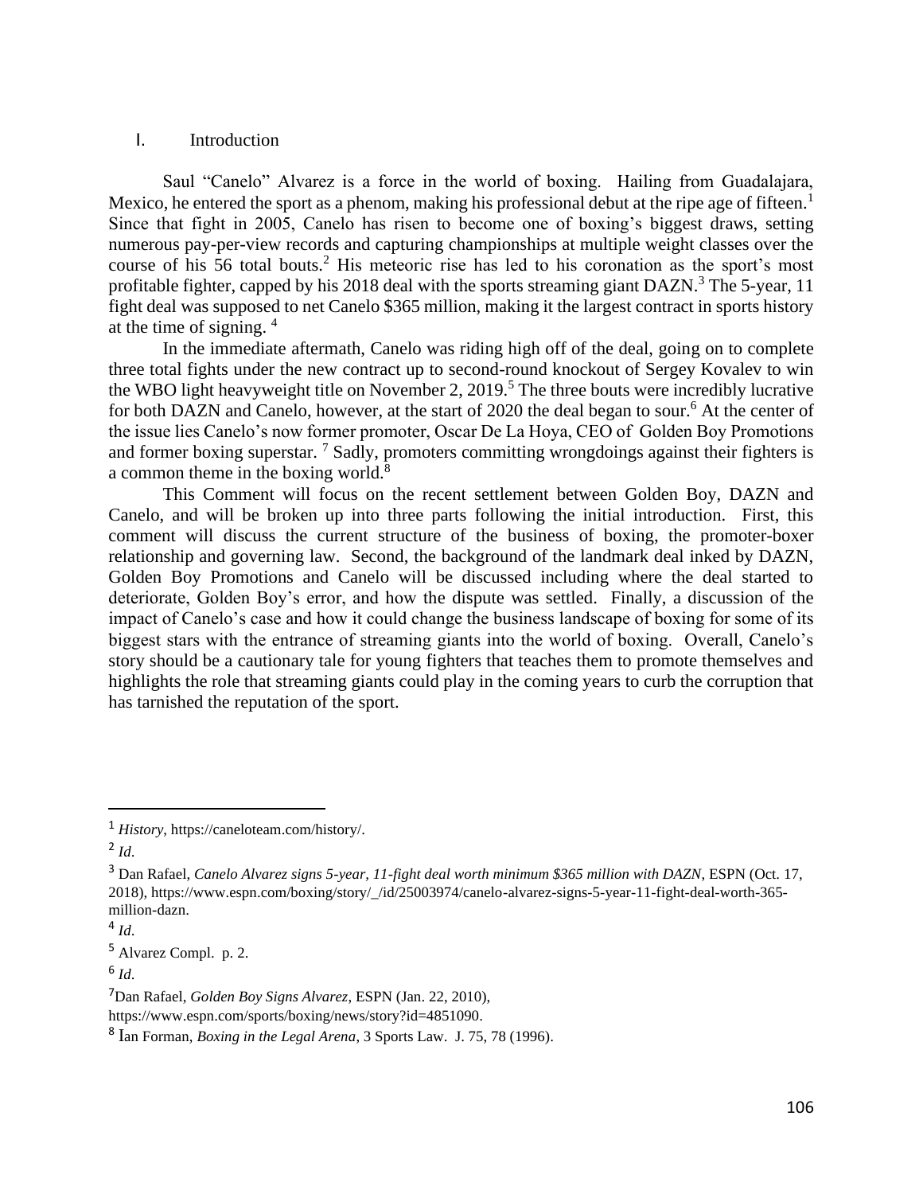## I. Introduction

Saul "Canelo" Alvarez is a force in the world of boxing. Hailing from Guadalajara, Mexico, he entered the sport as a phenom, making his professional debut at the ripe age of fifteen.[1] Since that fight in 2005, Canelo has risen to become one of boxing's biggest draws, setting numerous pay-per-view records and capturing championships at multiple weight classes over the course of his 56 total bouts.[2] His meteoric rise has led to his coronation as the sport's most profitable fighter, capped by his 2018 deal with the sports streaming giant DAZN.[3] The 5-year, 11 fight deal was supposed to net Canelo $365 million, making it the largest contract in sports history at the time of signing. [4]

In the immediate aftermath, Canelo was riding high off of the deal, going on to complete three total fights under the new contract up to second-round knockout of Sergey Kovalev to win the WBO light heavyweight title on November 2, 2019.[5] The three bouts were incredibly lucrative for both DAZN and Canelo, however, at the start of 2020 the deal began to sour.[6] At the center of the issue lies Canelo's now former promoter, Oscar De La Hoya, CEO of Golden Boy Promotions and former boxing superstar. [7] Sadly, promoters committing wrongdoings against their fighters is a common theme in the boxing world.[8]

This Comment will focus on the recent settlement between Golden Boy, DAZN and Canelo, and will be broken up into three parts following the initial introduction. First, this comment will discuss the current structure of the business of boxing, the promoter-boxer relationship and governing law. Second, the background of the landmark deal inked by DAZN, Golden Boy Promotions and Canelo will be discussed including where the deal started to deteriorate, Golden Boy's error, and how the dispute was settled. Finally, a discussion of the impact of Canelo's case and how it could change the business landscape of boxing for some of its biggest stars with the entrance of streaming giants into the world of boxing. Overall, Canelo's story should be a cautionary tale for young fighters that teaches them to promote themselves and highlights the role that streaming giants could play in the coming years to curb the corruption that has tarnished the reputation of the sport.

---

[1] *History*, https://caneloteam.com/history/.

[2] *Id*.

[3] Dan Rafael, *Canelo Alvarez signs 5-year, 11-fight deal worth minimum $365 million with DAZN*, ESPN (Oct. 17, 2018), https://www.espn.com/boxing/story/_/id/25003974/canelo-alvarez-signs-5-year-11-fight-deal-worth-365-million-dazn.

[4] *Id*.

[5] Alvarez Compl. p. 2.

[6] *Id*.

[7] Dan Rafael, *Golden Boy Signs Alvarez*, ESPN (Jan. 22, 2010), https://www.espn.com/sports/boxing/news/story?id=4851090.

[8] Ian Forman, *Boxing in the Legal Arena*, 3 Sports Law. J. 75, 78 (1996).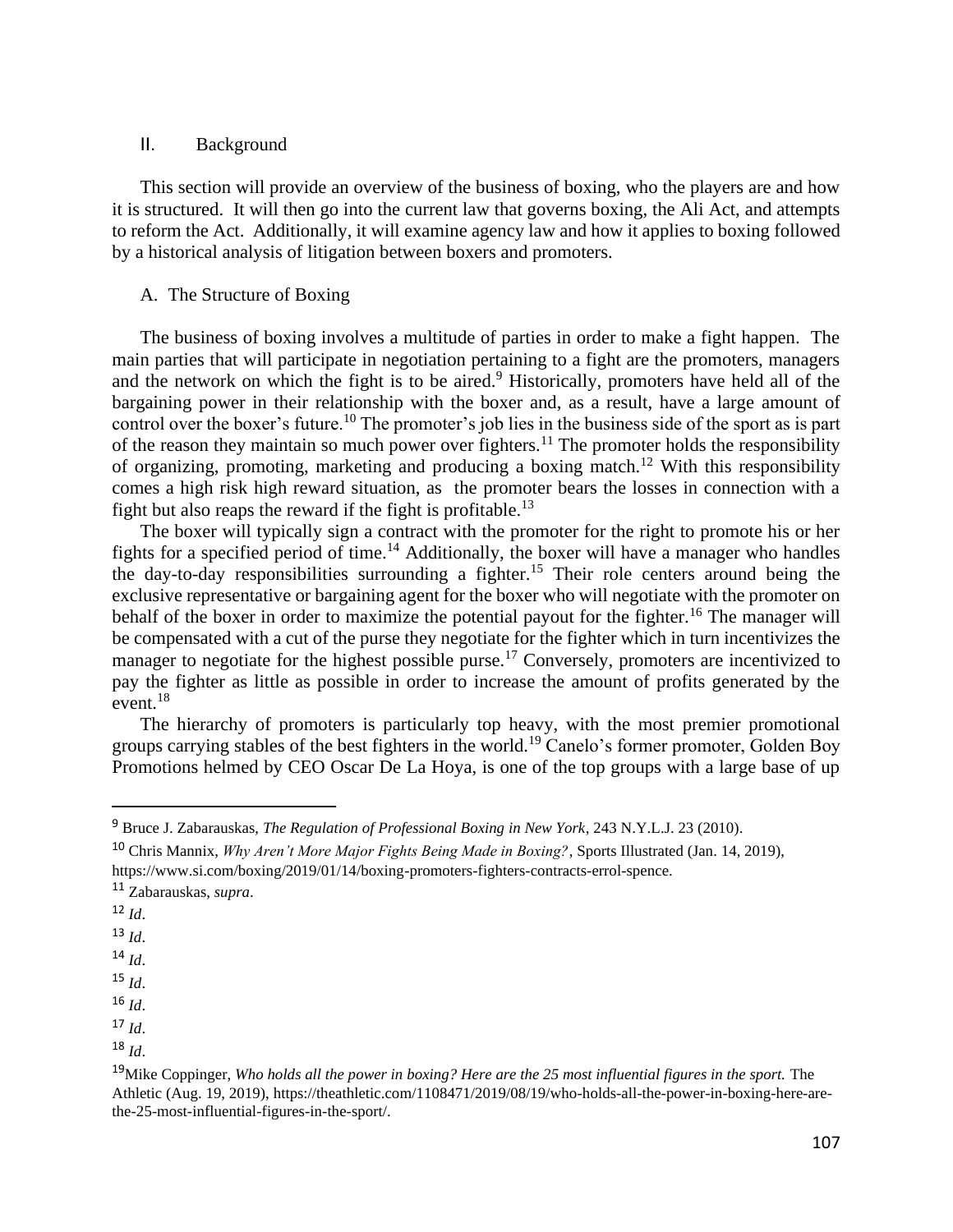## II. Background

This section will provide an overview of the business of boxing, who the players are and how it is structured. It will then go into the current law that governs boxing, the Ali Act, and attempts to reform the Act. Additionally, it will examine agency law and how it applies to boxing followed by a historical analysis of litigation between boxers and promoters.

### A. The Structure of Boxing

The business of boxing involves a multitude of parties in order to make a fight happen. The main parties that will participate in negotiation pertaining to a fight are the promoters, managers and the network on which the fight is to be aired.[9] Historically, promoters have held all of the bargaining power in their relationship with the boxer and, as a result, have a large amount of control over the boxer's future.[10] The promoter's job lies in the business side of the sport as is part of the reason they maintain so much power over fighters.[11] The promoter holds the responsibility of organizing, promoting, marketing and producing a boxing match.[12] With this responsibility comes a high risk high reward situation, as the promoter bears the losses in connection with a fight but also reaps the reward if the fight is profitable.[13]

The boxer will typically sign a contract with the promoter for the right to promote his or her fights for a specified period of time.[14] Additionally, the boxer will have a manager who handles the day-to-day responsibilities surrounding a fighter.[15] Their role centers around being the exclusive representative or bargaining agent for the boxer who will negotiate with the promoter on behalf of the boxer in order to maximize the potential payout for the fighter.[16] The manager will be compensated with a cut of the purse they negotiate for the fighter which in turn incentivizes the manager to negotiate for the highest possible purse.[17] Conversely, promoters are incentivized to pay the fighter as little as possible in order to increase the amount of profits generated by the event.[18]

The hierarchy of promoters is particularly top heavy, with the most premier promotional groups carrying stables of the best fighters in the world.[19] Canelo's former promoter, Golden Boy Promotions helmed by CEO Oscar De La Hoya, is one of the top groups with a large base of up

---

[9] Bruce J. Zabarauskas, *The Regulation of Professional Boxing in New York*, 243 N.Y.L.J. 23 (2010).

[10] Chris Mannix, *Why Aren't More Major Fights Being Made in Boxing?*, Sports Illustrated (Jan. 14, 2019), https://www.si.com/boxing/2019/01/14/boxing-promoters-fighters-contracts-errol-spence.

[11] Zabarauskas, *supra*.

[12] *Id*.

[13] *Id*.

[14] *Id*.

[15] *Id*.

[16] *Id*.

[17] *Id*.

[18] *Id*.

[19] Mike Coppinger, *Who holds all the power in boxing? Here are the 25 most influential figures in the sport.* The Athletic (Aug. 19, 2019), https://theathletic.com/1108471/2019/08/19/who-holds-all-the-power-in-boxing-here-are-the-25-most-influential-figures-in-the-sport/.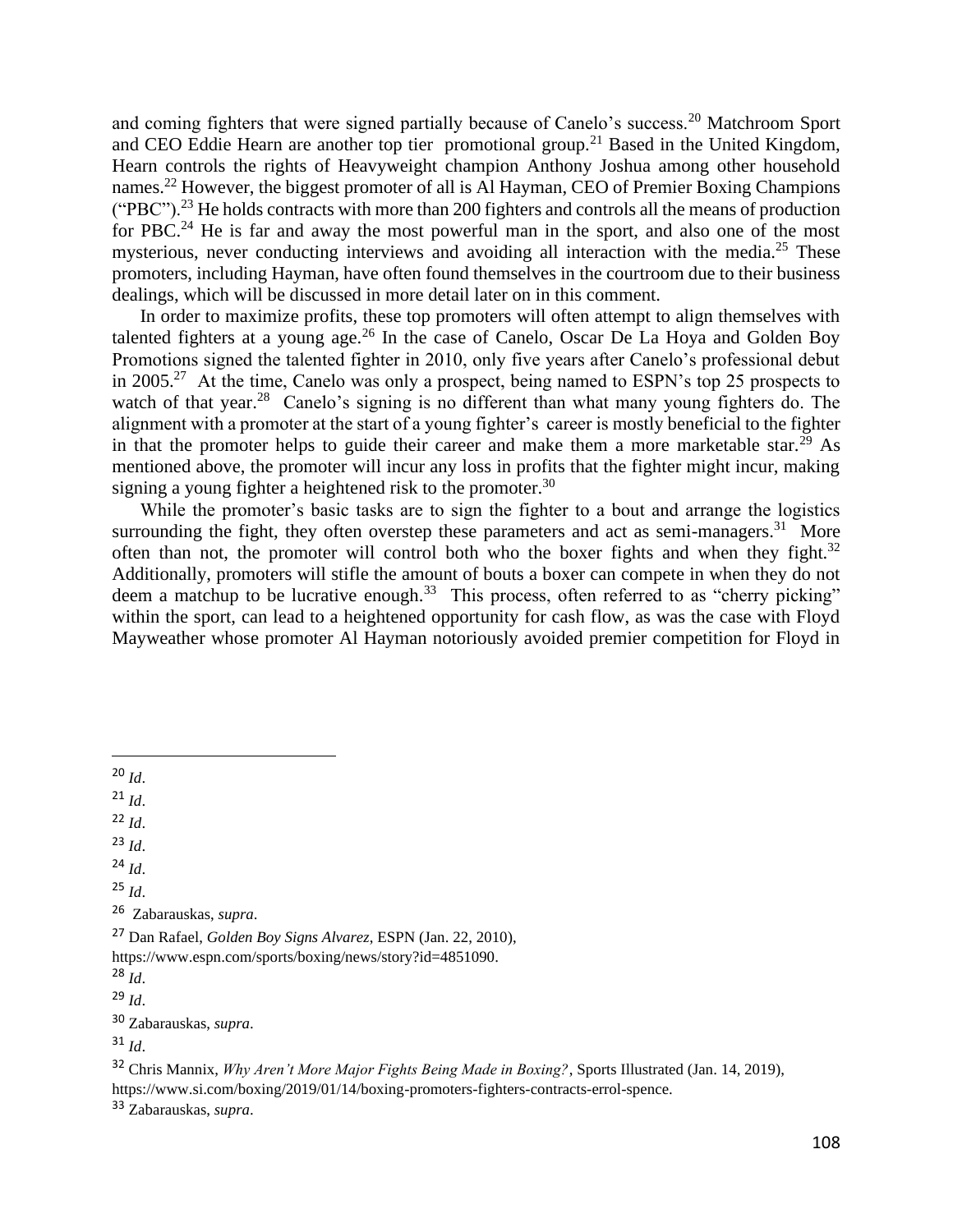and coming fighters that were signed partially because of Canelo's success.[20] Matchroom Sport and CEO Eddie Hearn are another top tier promotional group.[21] Based in the United Kingdom, Hearn controls the rights of Heavyweight champion Anthony Joshua among other household names.[22] However, the biggest promoter of all is Al Hayman, CEO of Premier Boxing Champions ("PBC").[23] He holds contracts with more than 200 fighters and controls all the means of production for PBC.[24] He is far and away the most powerful man in the sport, and also one of the most mysterious, never conducting interviews and avoiding all interaction with the media.[25] These promoters, including Hayman, have often found themselves in the courtroom due to their business dealings, which will be discussed in more detail later on in this comment.

In order to maximize profits, these top promoters will often attempt to align themselves with talented fighters at a young age.[26] In the case of Canelo, Oscar De La Hoya and Golden Boy Promotions signed the talented fighter in 2010, only five years after Canelo's professional debut in 2005.[27] At the time, Canelo was only a prospect, being named to ESPN's top 25 prospects to watch of that year.[28] Canelo's signing is no different than what many young fighters do. The alignment with a promoter at the start of a young fighter's career is mostly beneficial to the fighter in that the promoter helps to guide their career and make them a more marketable star.[29] As mentioned above, the promoter will incur any loss in profits that the fighter might incur, making signing a young fighter a heightened risk to the promoter.[30]

While the promoter's basic tasks are to sign the fighter to a bout and arrange the logistics surrounding the fight, they often overstep these parameters and act as semi-managers.[31] More often than not, the promoter will control both who the boxer fights and when they fight.[32] Additionally, promoters will stifle the amount of bouts a boxer can compete in when they do not deem a matchup to be lucrative enough.[33] This process, often referred to as "cherry picking" within the sport, can lead to a heightened opportunity for cash flow, as was the case with Floyd Mayweather whose promoter Al Hayman notoriously avoided premier competition for Floyd in

---

[20] *Id*.

[21] *Id*.

[22] *Id*.

[23] *Id*.

[24] *Id*.

[25] *Id*.

[26] Zabarauskas, *supra*.

[27] Dan Rafael, *Golden Boy Signs Alvarez*, ESPN (Jan. 22, 2010), https://www.espn.com/sports/boxing/news/story?id=4851090.

[28] *Id*.

[29] *Id*.

[30] Zabarauskas, *supra*.

[31] *Id*.

[32] Chris Mannix, *Why Aren't More Major Fights Being Made in Boxing?*, Sports Illustrated (Jan. 14, 2019), https://www.si.com/boxing/2019/01/14/boxing-promoters-fighters-contracts-errol-spence.

[33] Zabarauskas, *supra*.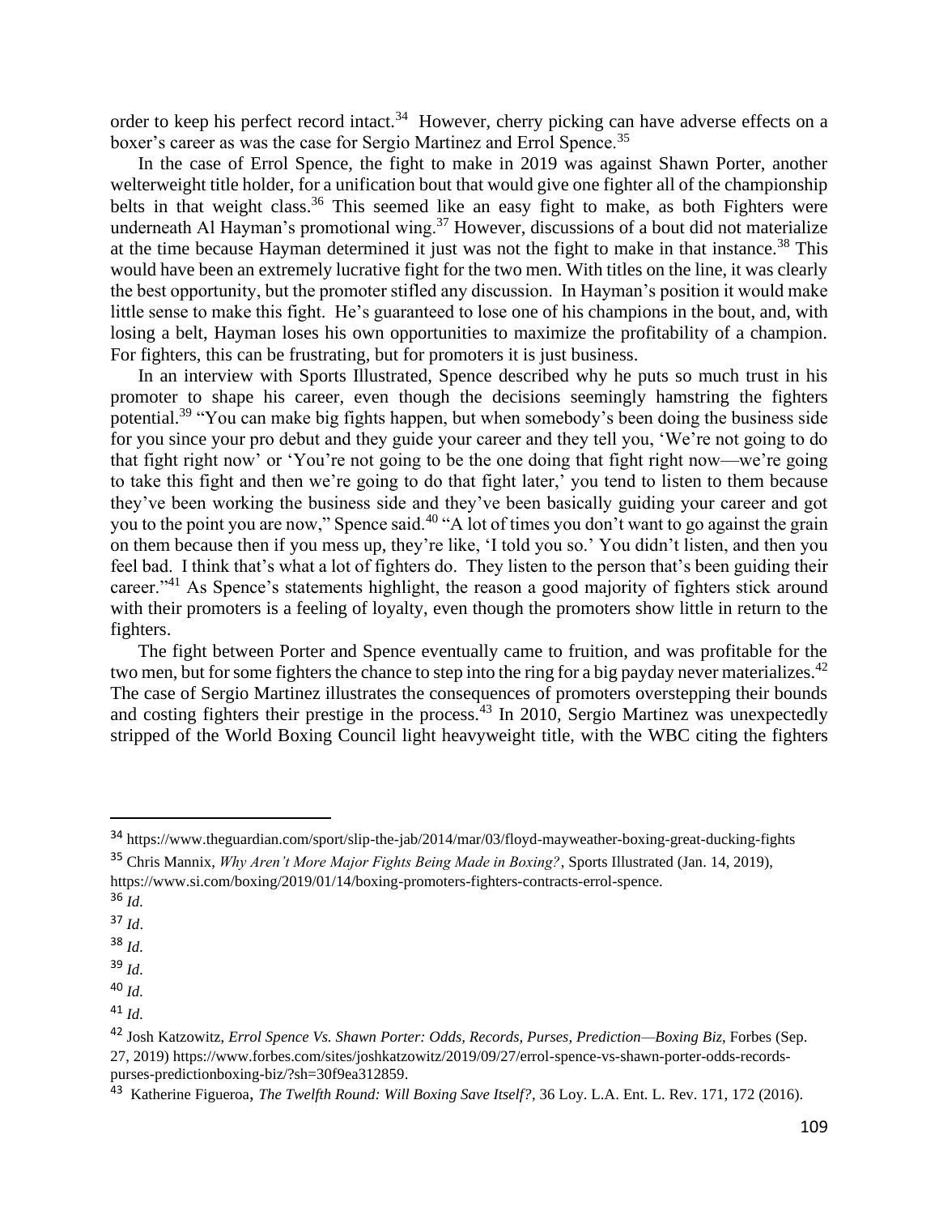order to keep his perfect record intact.[34] However, cherry picking can have adverse effects on a boxer's career as was the case for Sergio Martinez and Errol Spence.[35]

In the case of Errol Spence, the fight to make in 2019 was against Shawn Porter, another welterweight title holder, for a unification bout that would give one fighter all of the championship belts in that weight class.[36] This seemed like an easy fight to make, as both Fighters were underneath Al Hayman's promotional wing.[37] However, discussions of a bout did not materialize at the time because Hayman determined it just was not the fight to make in that instance.[38] This would have been an extremely lucrative fight for the two men. With titles on the line, it was clearly the best opportunity, but the promoter stifled any discussion. In Hayman's position it would make little sense to make this fight. He's guaranteed to lose one of his champions in the bout, and, with losing a belt, Hayman loses his own opportunities to maximize the profitability of a champion. For fighters, this can be frustrating, but for promoters it is just business.

In an interview with Sports Illustrated, Spence described why he puts so much trust in his promoter to shape his career, even though the decisions seemingly hamstring the fighters potential.[39] "You can make big fights happen, but when somebody's been doing the business side for you since your pro debut and they guide your career and they tell you, 'We're not going to do that fight right now' or 'You're not going to be the one doing that fight right now—we're going to take this fight and then we're going to do that fight later,' you tend to listen to them because they've been working the business side and they've been basically guiding your career and got you to the point you are now," Spence said.[40] "A lot of times you don't want to go against the grain on them because then if you mess up, they're like, 'I told you so.' You didn't listen, and then you feel bad. I think that's what a lot of fighters do. They listen to the person that's been guiding their career."[41] As Spence's statements highlight, the reason a good majority of fighters stick around with their promoters is a feeling of loyalty, even though the promoters show little in return to the fighters.

The fight between Porter and Spence eventually came to fruition, and was profitable for the two men, but for some fighters the chance to step into the ring for a big payday never materializes.[42] The case of Sergio Martinez illustrates the consequences of promoters overstepping their bounds and costing fighters their prestige in the process.[43] In 2010, Sergio Martinez was unexpectedly stripped of the World Boxing Council light heavyweight title, with the WBC citing the fighters

---

[34] https://www.theguardian.com/sport/slip-the-jab/2014/mar/03/floyd-mayweather-boxing-great-ducking-fights

[35] Chris Mannix, *Why Aren't More Major Fights Being Made in Boxing?*, Sports Illustrated (Jan. 14, 2019), https://www.si.com/boxing/2019/01/14/boxing-promoters-fighters-contracts-errol-spence.

[36] *Id.*

[37] *Id*.

[38] *Id.*

[39] *Id.*

[40] *Id.*

[41] *Id.*

[42] Josh Katzowitz, *Errol Spence Vs. Shawn Porter: Odds, Records, Purses, Prediction—Boxing Biz*, Forbes (Sep. 27, 2019) https://www.forbes.com/sites/joshkatzowitz/2019/09/27/errol-spence-vs-shawn-porter-odds-records-purses-predictionboxing-biz/?sh=30f9ea312859.

[43] Katherine Figueroa, *The Twelfth Round: Will Boxing Save Itself?*, 36 Loy. L.A. Ent. L. Rev. 171, 172 (2016).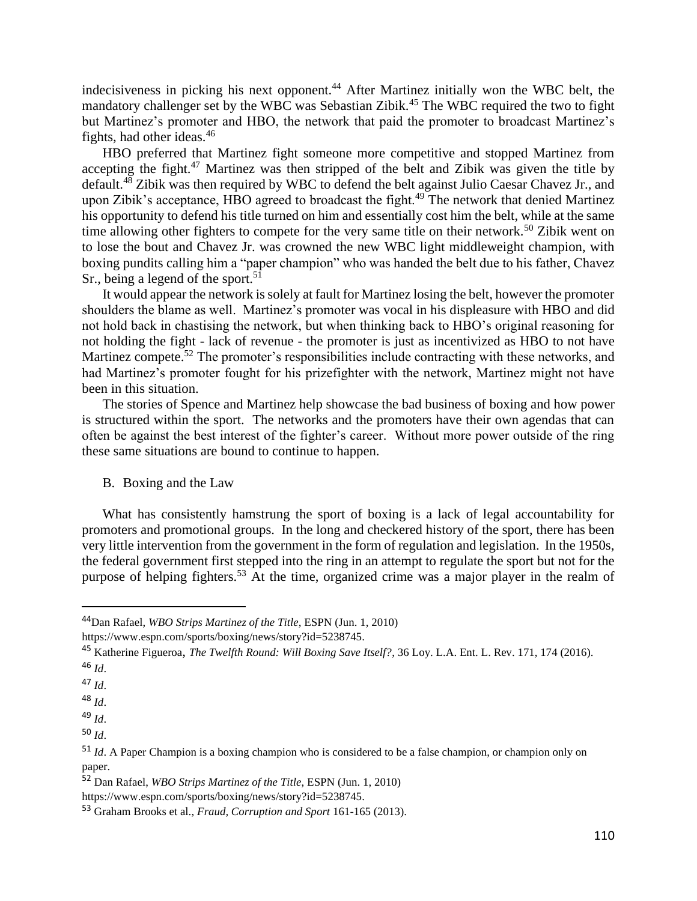indecisiveness in picking his next opponent.[44] After Martinez initially won the WBC belt, the mandatory challenger set by the WBC was Sebastian Zibik.[45] The WBC required the two to fight but Martinez's promoter and HBO, the network that paid the promoter to broadcast Martinez's fights, had other ideas.[46]

HBO preferred that Martinez fight someone more competitive and stopped Martinez from accepting the fight.[47] Martinez was then stripped of the belt and Zibik was given the title by default.[48] Zibik was then required by WBC to defend the belt against Julio Caesar Chavez Jr., and upon Zibik's acceptance, HBO agreed to broadcast the fight.[49] The network that denied Martinez his opportunity to defend his title turned on him and essentially cost him the belt, while at the same time allowing other fighters to compete for the very same title on their network.[50] Zibik went on to lose the bout and Chavez Jr. was crowned the new WBC light middleweight champion, with boxing pundits calling him a "paper champion" who was handed the belt due to his father, Chavez Sr., being a legend of the sport.[51]

It would appear the network is solely at fault for Martinez losing the belt, however the promoter shoulders the blame as well. Martinez's promoter was vocal in his displeasure with HBO and did not hold back in chastising the network, but when thinking back to HBO's original reasoning for not holding the fight - lack of revenue - the promoter is just as incentivized as HBO to not have Martinez compete.[52] The promoter's responsibilities include contracting with these networks, and had Martinez's promoter fought for his prizefighter with the network, Martinez might not have been in this situation.

The stories of Spence and Martinez help showcase the bad business of boxing and how power is structured within the sport. The networks and the promoters have their own agendas that can often be against the best interest of the fighter's career. Without more power outside of the ring these same situations are bound to continue to happen.

### B. Boxing and the Law

What has consistently hamstrung the sport of boxing is a lack of legal accountability for promoters and promotional groups. In the long and checkered history of the sport, there has been very little intervention from the government in the form of regulation and legislation. In the 1950s, the federal government first stepped into the ring in an attempt to regulate the sport but not for the purpose of helping fighters.[53] At the time, organized crime was a major player in the realm of

---

[44] Dan Rafael, *WBO Strips Martinez of the Title*, ESPN (Jun. 1, 2010) https://www.espn.com/sports/boxing/news/story?id=5238745.

[45] Katherine Figueroa, *The Twelfth Round: Will Boxing Save Itself?*, 36 Loy. L.A. Ent. L. Rev. 171, 174 (2016).

[46] *Id*.

[47] *Id*.

[48] *Id*.

[49] *Id*.

[50] *Id*.

[51] *Id*. A Paper Champion is a boxing champion who is considered to be a false champion, or champion only on paper.

[52] Dan Rafael, *WBO Strips Martinez of the Title*, ESPN (Jun. 1, 2010) https://www.espn.com/sports/boxing/news/story?id=5238745.

[53] Graham Brooks et al., *Fraud, Corruption and Sport* 161-165 (2013).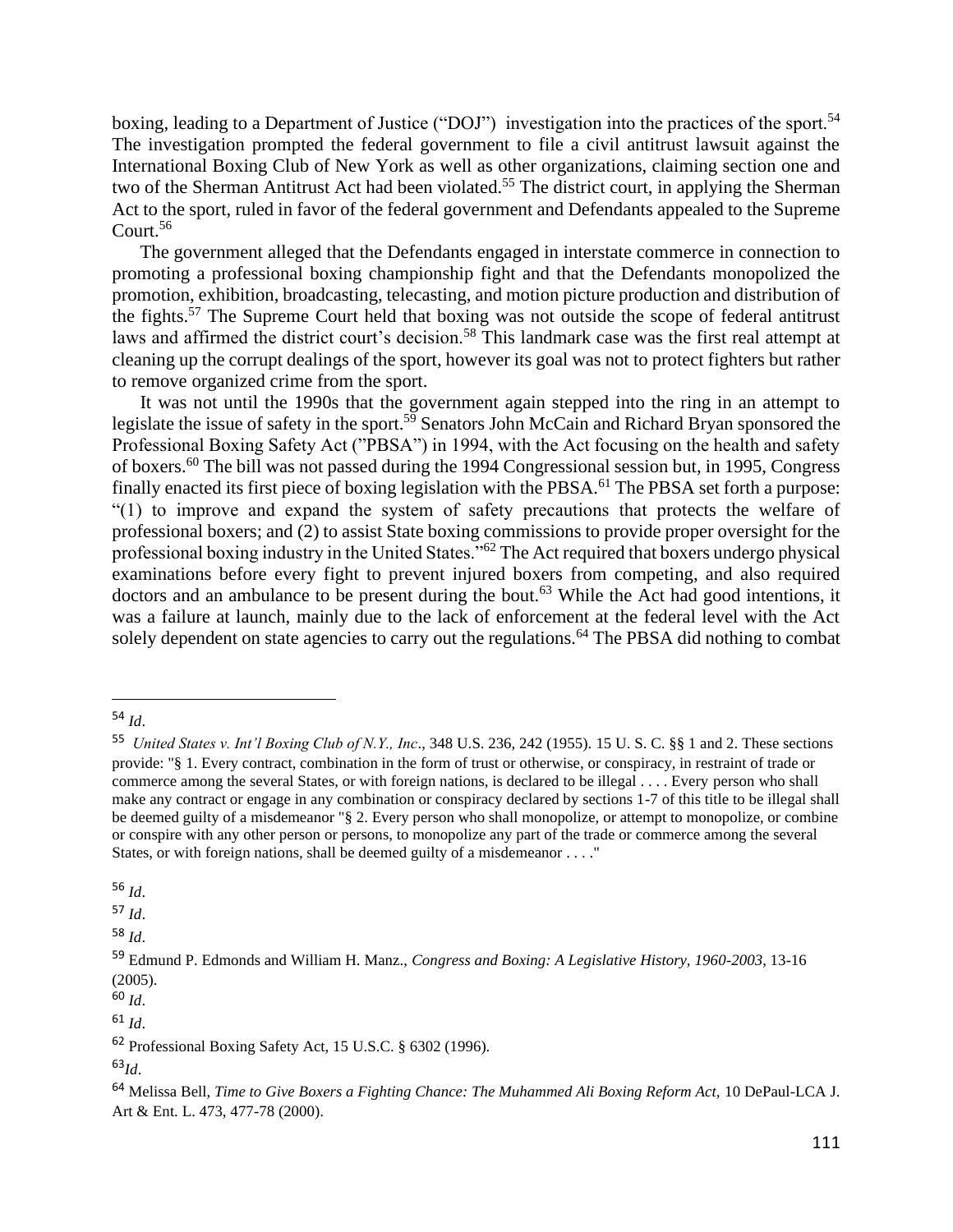boxing, leading to a Department of Justice ("DOJ") investigation into the practices of the sport.[54] The investigation prompted the federal government to file a civil antitrust lawsuit against the International Boxing Club of New York as well as other organizations, claiming section one and two of the Sherman Antitrust Act had been violated.[55] The district court, in applying the Sherman Act to the sport, ruled in favor of the federal government and Defendants appealed to the Supreme Court.[56]

The government alleged that the Defendants engaged in interstate commerce in connection to promoting a professional boxing championship fight and that the Defendants monopolized the promotion, exhibition, broadcasting, telecasting, and motion picture production and distribution of the fights.[57] The Supreme Court held that boxing was not outside the scope of federal antitrust laws and affirmed the district court's decision.[58] This landmark case was the first real attempt at cleaning up the corrupt dealings of the sport, however its goal was not to protect fighters but rather to remove organized crime from the sport.

It was not until the 1990s that the government again stepped into the ring in an attempt to legislate the issue of safety in the sport.[59] Senators John McCain and Richard Bryan sponsored the Professional Boxing Safety Act ("PBSA") in 1994, with the Act focusing on the health and safety of boxers.[60] The bill was not passed during the 1994 Congressional session but, in 1995, Congress finally enacted its first piece of boxing legislation with the PBSA.[61] The PBSA set forth a purpose: "(1) to improve and expand the system of safety precautions that protects the welfare of professional boxers; and (2) to assist State boxing commissions to provide proper oversight for the professional boxing industry in the United States."[62] The Act required that boxers undergo physical examinations before every fight to prevent injured boxers from competing, and also required doctors and an ambulance to be present during the bout.[63] While the Act had good intentions, it was a failure at launch, mainly due to the lack of enforcement at the federal level with the Act solely dependent on state agencies to carry out the regulations.[64] The PBSA did nothing to combat

---

[54] *Id*.

[55] *United States v. Int'l Boxing Club of N.Y., Inc*., 348 U.S. 236, 242 (1955). 15 U. S. C. §§ 1 and 2. These sections provide: "§ 1. Every contract, combination in the form of trust or otherwise, or conspiracy, in restraint of trade or commerce among the several States, or with foreign nations, is declared to be illegal . . . . Every person who shall make any contract or engage in any combination or conspiracy declared by sections 1-7 of this title to be illegal shall be deemed guilty of a misdemeanor "§ 2. Every person who shall monopolize, or attempt to monopolize, or combine or conspire with any other person or persons, to monopolize any part of the trade or commerce among the several States, or with foreign nations, shall be deemed guilty of a misdemeanor . . . ."

[56] *Id*.

[57] *Id*.

[58] *Id*.

[59] Edmund P. Edmonds and William H. Manz., *Congress and Boxing: A Legislative History, 1960-2003*, 13-16 (2005).

[60] *Id*.

[61] *Id*.

[62] Professional Boxing Safety Act, 15 U.S.C. § 6302 (1996).

[63] *Id*.

[64] Melissa Bell, *Time to Give Boxers a Fighting Chance: The Muhammed Ali Boxing Reform Act,* 10 DePaul-LCA J. Art & Ent. L. 473, 477-78 (2000).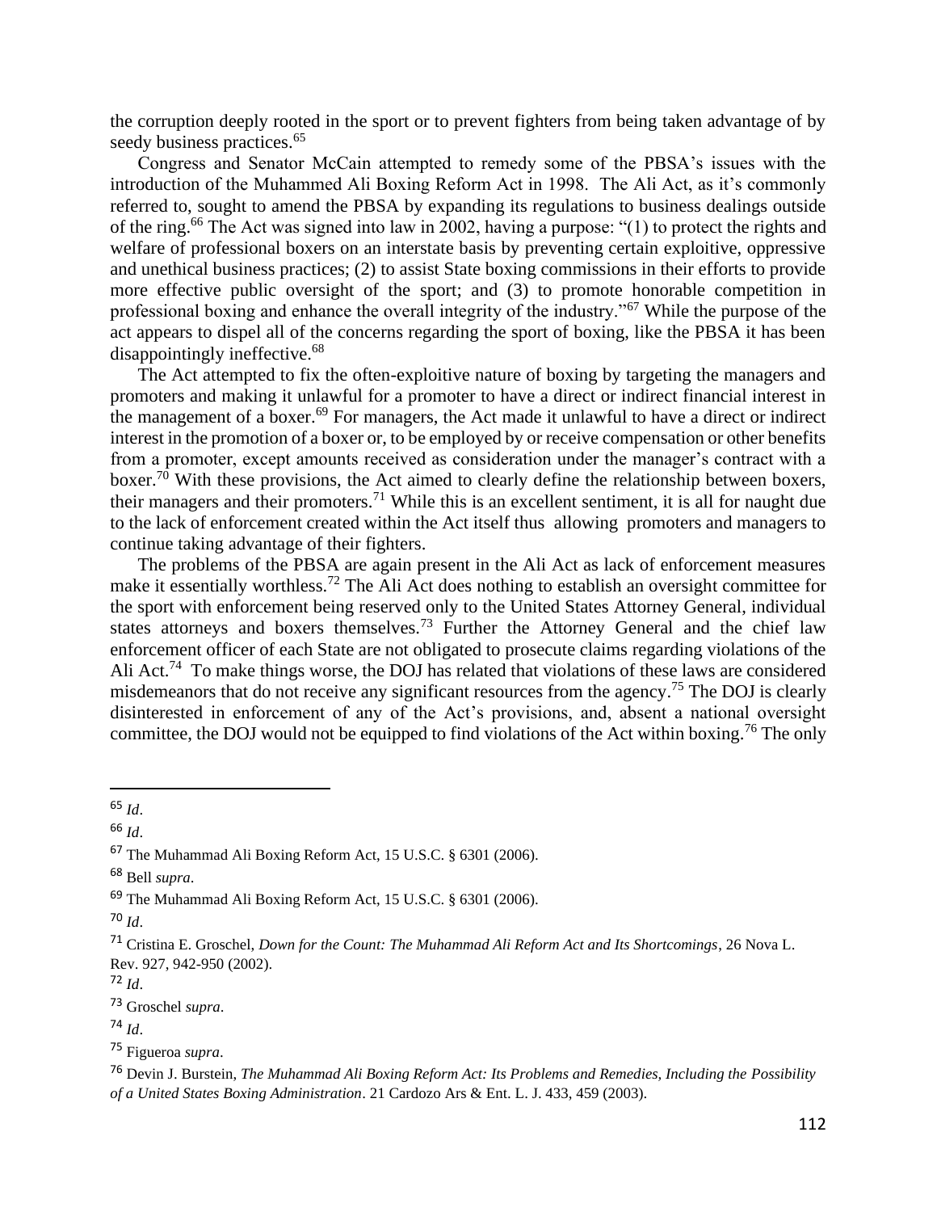the corruption deeply rooted in the sport or to prevent fighters from being taken advantage of by seedy business practices.[65]

Congress and Senator McCain attempted to remedy some of the PBSA's issues with the introduction of the Muhammed Ali Boxing Reform Act in 1998. The Ali Act, as it's commonly referred to, sought to amend the PBSA by expanding its regulations to business dealings outside of the ring.[66] The Act was signed into law in 2002, having a purpose: "(1) to protect the rights and welfare of professional boxers on an interstate basis by preventing certain exploitive, oppressive and unethical business practices; (2) to assist State boxing commissions in their efforts to provide more effective public oversight of the sport; and (3) to promote honorable competition in professional boxing and enhance the overall integrity of the industry."[67] While the purpose of the act appears to dispel all of the concerns regarding the sport of boxing, like the PBSA it has been disappointingly ineffective.[68]

The Act attempted to fix the often-exploitive nature of boxing by targeting the managers and promoters and making it unlawful for a promoter to have a direct or indirect financial interest in the management of a boxer.[69] For managers, the Act made it unlawful to have a direct or indirect interest in the promotion of a boxer or, to be employed by or receive compensation or other benefits from a promoter, except amounts received as consideration under the manager's contract with a boxer.[70] With these provisions, the Act aimed to clearly define the relationship between boxers, their managers and their promoters.[71] While this is an excellent sentiment, it is all for naught due to the lack of enforcement created within the Act itself thus allowing promoters and managers to continue taking advantage of their fighters.

The problems of the PBSA are again present in the Ali Act as lack of enforcement measures make it essentially worthless.[72] The Ali Act does nothing to establish an oversight committee for the sport with enforcement being reserved only to the United States Attorney General, individual states attorneys and boxers themselves.[73] Further the Attorney General and the chief law enforcement officer of each State are not obligated to prosecute claims regarding violations of the Ali Act.[74] To make things worse, the DOJ has related that violations of these laws are considered misdemeanors that do not receive any significant resources from the agency.[75] The DOJ is clearly disinterested in enforcement of any of the Act's provisions, and, absent a national oversight committee, the DOJ would not be equipped to find violations of the Act within boxing.[76] The only

---

[65] *Id*.

[66] *Id*.

[67] The Muhammad Ali Boxing Reform Act, 15 U.S.C. § 6301 (2006).

[68] Bell *supra*.

[69] The Muhammad Ali Boxing Reform Act, 15 U.S.C. § 6301 (2006).

[70] *Id*.

[71] Cristina E. Groschel, *Down for the Count: The Muhammad Ali Reform Act and Its Shortcomings*, 26 Nova L. Rev. 927, 942-950 (2002).

[72] *Id*.

[73] Groschel *supra*.

[74] *Id*.

[75] Figueroa *supra*.

[76] Devin J. Burstein, *The Muhammad Ali Boxing Reform Act: Its Problems and Remedies, Including the Possibility of a United States Boxing Administration*. 21 Cardozo Ars & Ent. L. J. 433, 459 (2003).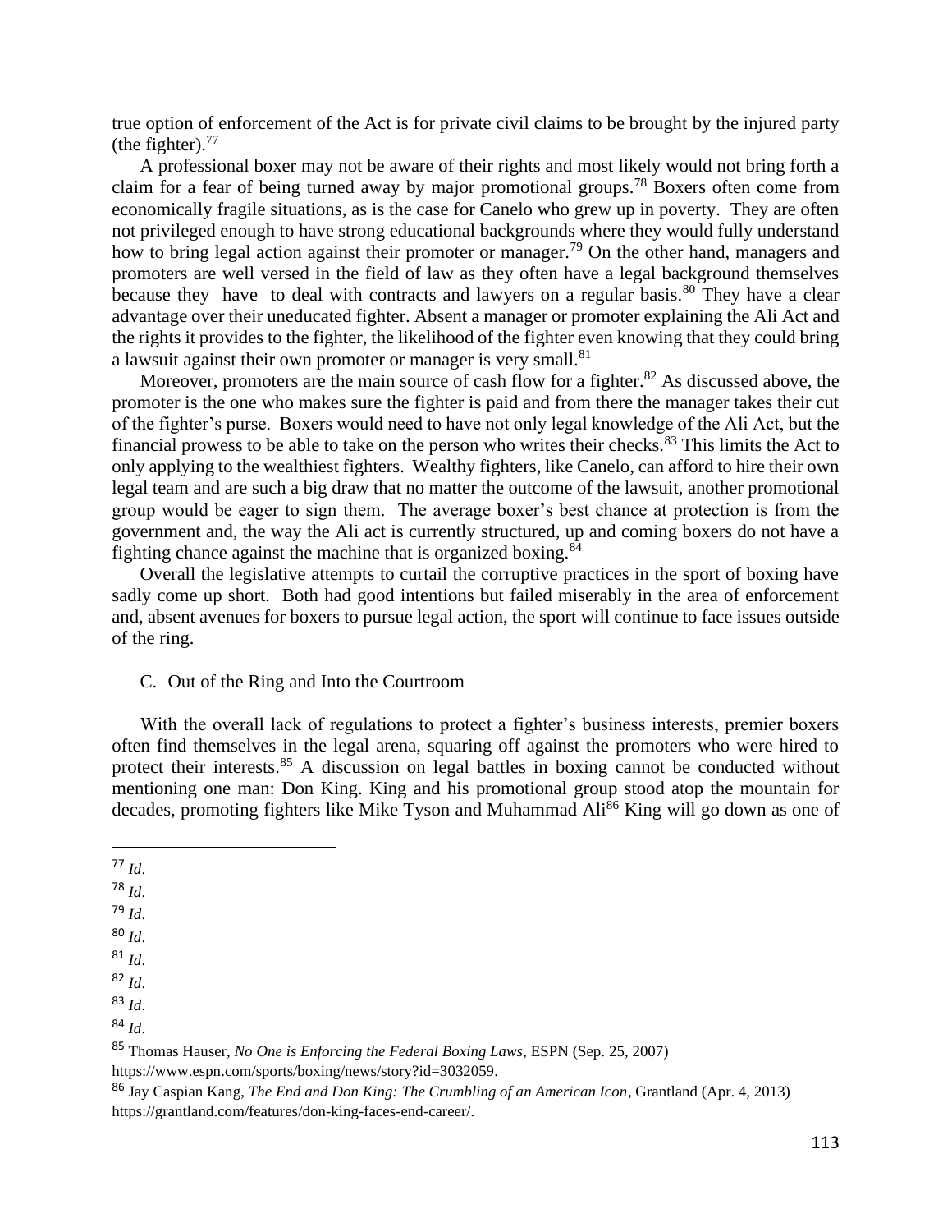true option of enforcement of the Act is for private civil claims to be brought by the injured party (the fighter).[77]

A professional boxer may not be aware of their rights and most likely would not bring forth a claim for a fear of being turned away by major promotional groups.[78] Boxers often come from economically fragile situations, as is the case for Canelo who grew up in poverty. They are often not privileged enough to have strong educational backgrounds where they would fully understand how to bring legal action against their promoter or manager.[79] On the other hand, managers and promoters are well versed in the field of law as they often have a legal background themselves because they have to deal with contracts and lawyers on a regular basis.[80] They have a clear advantage over their uneducated fighter. Absent a manager or promoter explaining the Ali Act and the rights it provides to the fighter, the likelihood of the fighter even knowing that they could bring a lawsuit against their own promoter or manager is very small.[81]

Moreover, promoters are the main source of cash flow for a fighter.[82] As discussed above, the promoter is the one who makes sure the fighter is paid and from there the manager takes their cut of the fighter's purse. Boxers would need to have not only legal knowledge of the Ali Act, but the financial prowess to be able to take on the person who writes their checks.[83] This limits the Act to only applying to the wealthiest fighters. Wealthy fighters, like Canelo, can afford to hire their own legal team and are such a big draw that no matter the outcome of the lawsuit, another promotional group would be eager to sign them. The average boxer's best chance at protection is from the government and, the way the Ali act is currently structured, up and coming boxers do not have a fighting chance against the machine that is organized boxing.[84]

Overall the legislative attempts to curtail the corruptive practices in the sport of boxing have sadly come up short. Both had good intentions but failed miserably in the area of enforcement and, absent avenues for boxers to pursue legal action, the sport will continue to face issues outside of the ring.

### C. Out of the Ring and Into the Courtroom

With the overall lack of regulations to protect a fighter's business interests, premier boxers often find themselves in the legal arena, squaring off against the promoters who were hired to protect their interests.[85] A discussion on legal battles in boxing cannot be conducted without mentioning one man: Don King. King and his promotional group stood atop the mountain for decades, promoting fighters like Mike Tyson and Muhammad Ali[86] King will go down as one of

---

[77] *Id*.

[78] *Id*.

[79] *Id*.

[80] *Id*.

[81] *Id*.

[82] *Id*.

[83] *Id*.

[84] *Id*.

[85] Thomas Hauser, *No One is Enforcing the Federal Boxing Laws*, ESPN (Sep. 25, 2007) https://www.espn.com/sports/boxing/news/story?id=3032059.

[86] Jay Caspian Kang, *The End and Don King: The Crumbling of an American Icon*, Grantland (Apr. 4, 2013) https://grantland.com/features/don-king-faces-end-career/.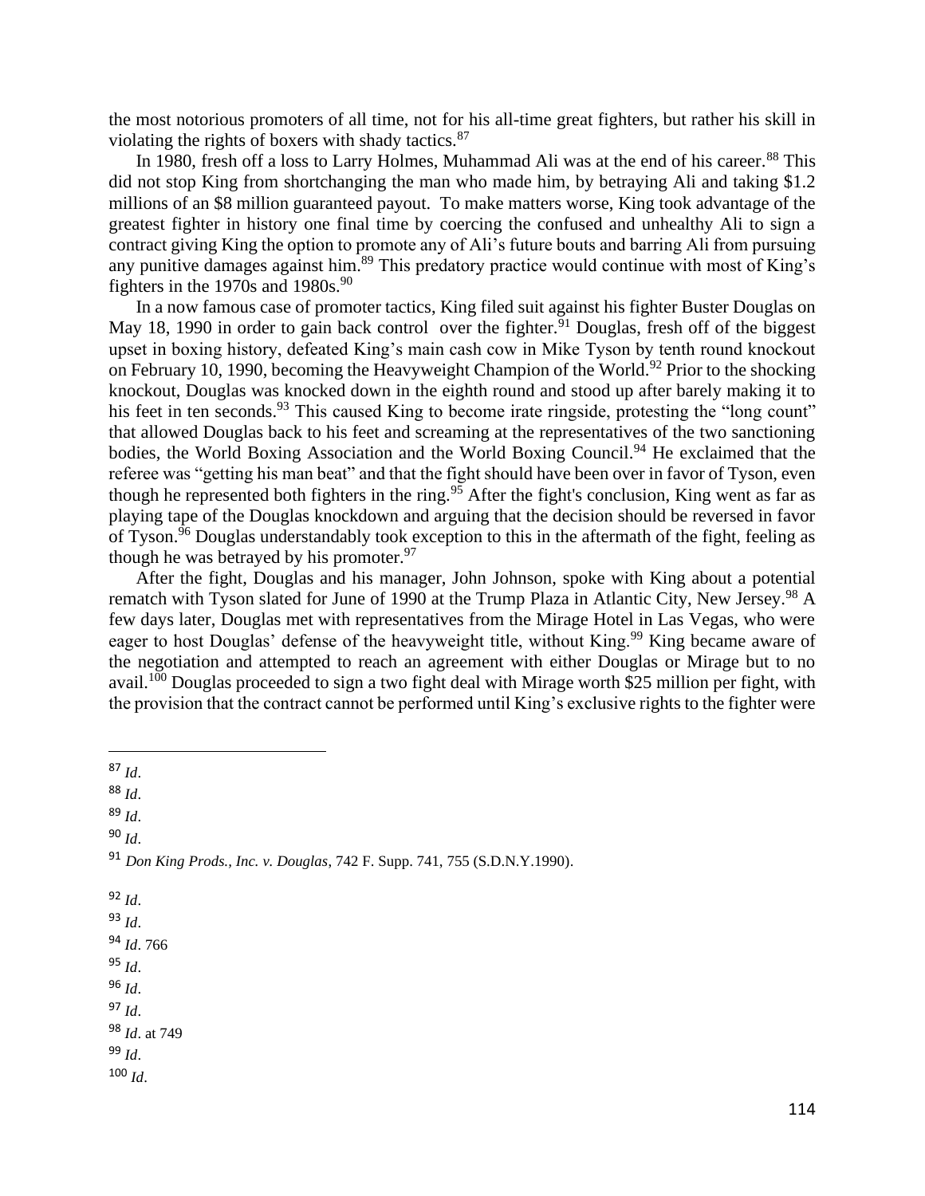the most notorious promoters of all time, not for his all-time great fighters, but rather his skill in violating the rights of boxers with shady tactics.[87]

In 1980, fresh off a loss to Larry Holmes, Muhammad Ali was at the end of his career.[88] This did not stop King from shortchanging the man who made him, by betraying Ali and taking $1.2 millions of an $8 million guaranteed payout. To make matters worse, King took advantage of the greatest fighter in history one final time by coercing the confused and unhealthy Ali to sign a contract giving King the option to promote any of Ali's future bouts and barring Ali from pursuing any punitive damages against him.[89] This predatory practice would continue with most of King's fighters in the 1970s and 1980s.[90]

In a now famous case of promoter tactics, King filed suit against his fighter Buster Douglas on May 18, 1990 in order to gain back control over the fighter.[91] Douglas, fresh off of the biggest upset in boxing history, defeated King's main cash cow in Mike Tyson by tenth round knockout on February 10, 1990, becoming the Heavyweight Champion of the World.[92] Prior to the shocking knockout, Douglas was knocked down in the eighth round and stood up after barely making it to his feet in ten seconds.[93] This caused King to become irate ringside, protesting the "long count" that allowed Douglas back to his feet and screaming at the representatives of the two sanctioning bodies, the World Boxing Association and the World Boxing Council.[94] He exclaimed that the referee was "getting his man beat" and that the fight should have been over in favor of Tyson, even though he represented both fighters in the ring.[95] After the fight's conclusion, King went as far as playing tape of the Douglas knockdown and arguing that the decision should be reversed in favor of Tyson.[96] Douglas understandably took exception to this in the aftermath of the fight, feeling as though he was betrayed by his promoter.[97]

After the fight, Douglas and his manager, John Johnson, spoke with King about a potential rematch with Tyson slated for June of 1990 at the Trump Plaza in Atlantic City, New Jersey.[98] A few days later, Douglas met with representatives from the Mirage Hotel in Las Vegas, who were eager to host Douglas' defense of the heavyweight title, without King.[99] King became aware of the negotiation and attempted to reach an agreement with either Douglas or Mirage but to no avail.[100] Douglas proceeded to sign a two fight deal with Mirage worth $25 million per fight, with the provision that the contract cannot be performed until King's exclusive rights to the fighter were

---

[87] *Id*.

[88] *Id*.

[89] *Id*.

[90] *Id*.

[91] *Don King Prods., Inc. v. Douglas*, 742 F. Supp. 741, 755 (S.D.N.Y.1990).

[92] *Id*.

[93] *Id*.

[94] *Id*. 766

[95] *Id*.

[96] *Id*.

[97] *Id*.

[98] *Id*. at 749

[99] *Id*.

[100] *Id*.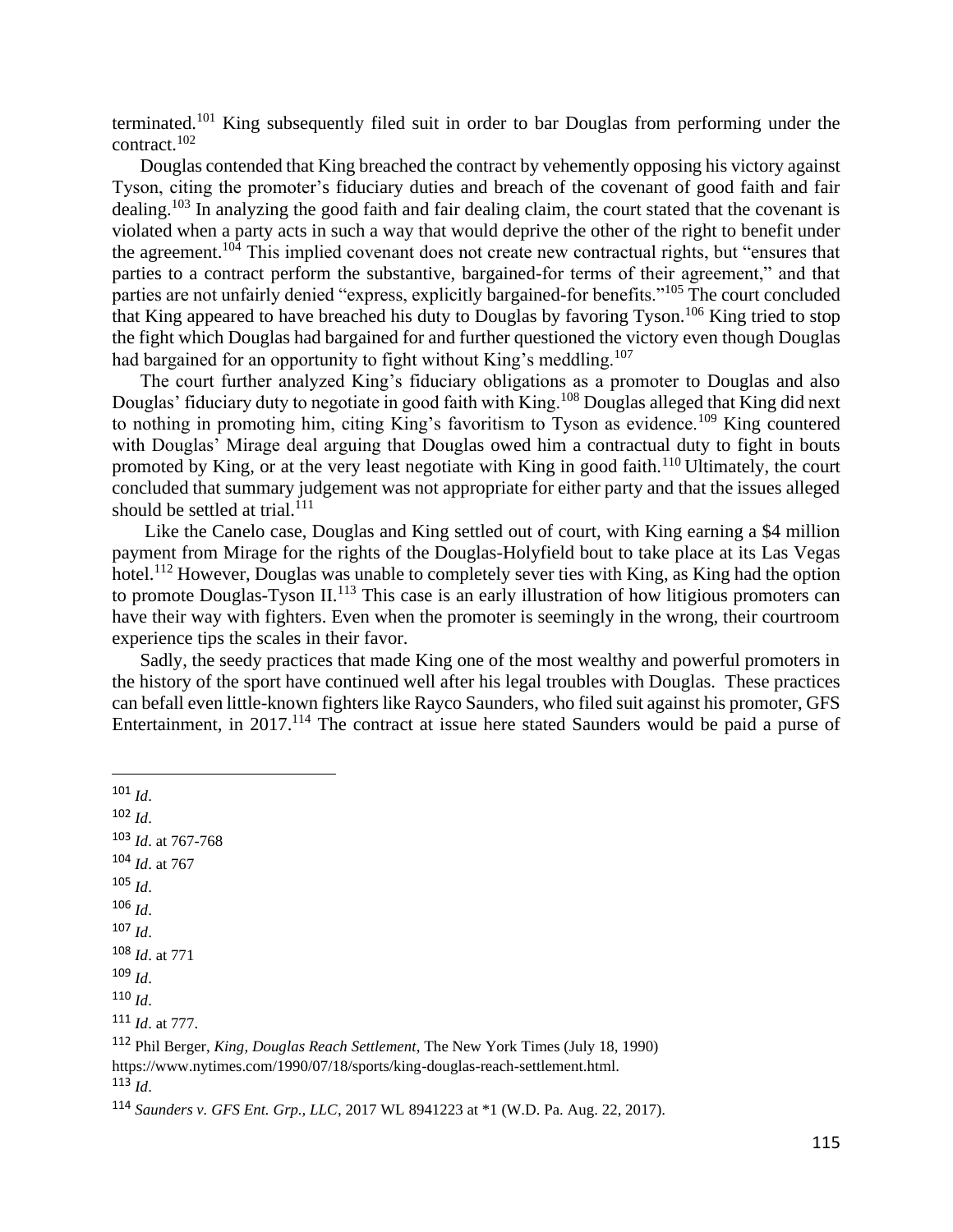terminated.[101] King subsequently filed suit in order to bar Douglas from performing under the contract.[102]

Douglas contended that King breached the contract by vehemently opposing his victory against Tyson, citing the promoter's fiduciary duties and breach of the covenant of good faith and fair dealing.[103] In analyzing the good faith and fair dealing claim, the court stated that the covenant is violated when a party acts in such a way that would deprive the other of the right to benefit under the agreement.[104] This implied covenant does not create new contractual rights, but "ensures that parties to a contract perform the substantive, bargained-for terms of their agreement," and that parties are not unfairly denied "express, explicitly bargained-for benefits."[105] The court concluded that King appeared to have breached his duty to Douglas by favoring Tyson.[106] King tried to stop the fight which Douglas had bargained for and further questioned the victory even though Douglas had bargained for an opportunity to fight without King's meddling.[107]

The court further analyzed King's fiduciary obligations as a promoter to Douglas and also Douglas' fiduciary duty to negotiate in good faith with King.[108] Douglas alleged that King did next to nothing in promoting him, citing King's favoritism to Tyson as evidence.[109] King countered with Douglas' Mirage deal arguing that Douglas owed him a contractual duty to fight in bouts promoted by King, or at the very least negotiate with King in good faith.[110] Ultimately, the court concluded that summary judgement was not appropriate for either party and that the issues alleged should be settled at trial.[111]

Like the Canelo case, Douglas and King settled out of court, with King earning a $4 million payment from Mirage for the rights of the Douglas-Holyfield bout to take place at its Las Vegas hotel.[112] However, Douglas was unable to completely sever ties with King, as King had the option to promote Douglas-Tyson II.[113] This case is an early illustration of how litigious promoters can have their way with fighters. Even when the promoter is seemingly in the wrong, their courtroom experience tips the scales in their favor.

Sadly, the seedy practices that made King one of the most wealthy and powerful promoters in the history of the sport have continued well after his legal troubles with Douglas. These practices can befall even little-known fighters like Rayco Saunders, who filed suit against his promoter, GFS Entertainment, in 2017.[114] The contract at issue here stated Saunders would be paid a purse of

---

[101] *Id*.

[102] *Id*.

[103] *Id*. at 767-768

[104] *Id*. at 767

[105] *Id*.

[106] *Id*.

[107] *Id*.

[108] *Id*. at 771

[109] *Id*.

[110] *Id*.

[111] *Id*. at 777.

[112] Phil Berger, *King, Douglas Reach Settlement*, The New York Times (July 18, 1990) https://www.nytimes.com/1990/07/18/sports/king-douglas-reach-settlement.html.

[113] *Id*.

[114] *Saunders v. GFS Ent. Grp., LLC*, 2017 WL 8941223 at *1 (W.D. Pa. Aug. 22, 2017).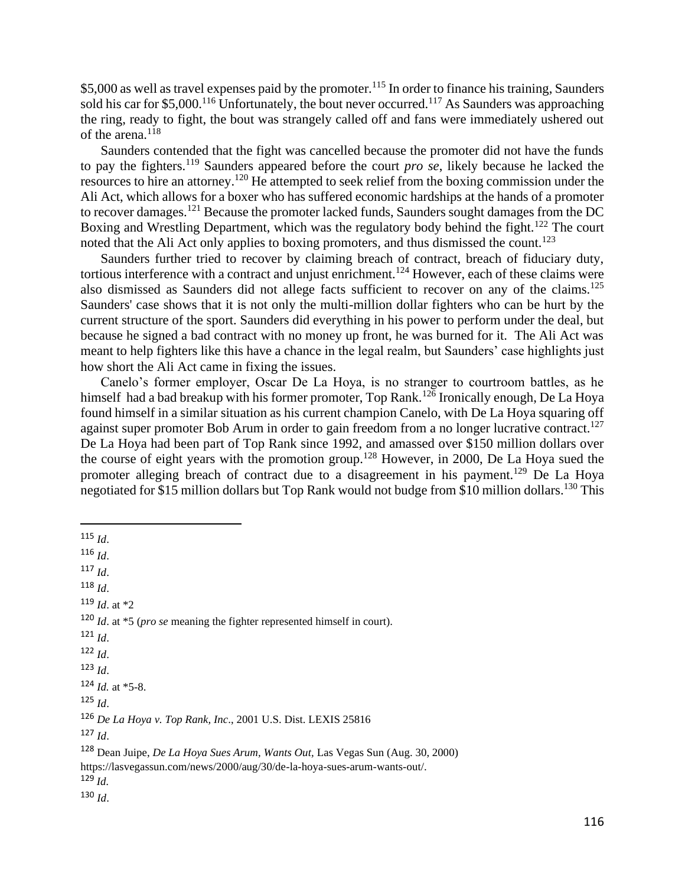$5,000 as well as travel expenses paid by the promoter.[115] In order to finance his training, Saunders sold his car for $5,000.[116] Unfortunately, the bout never occurred.[117] As Saunders was approaching the ring, ready to fight, the bout was strangely called off and fans were immediately ushered out of the arena.[118]

Saunders contended that the fight was cancelled because the promoter did not have the funds to pay the fighters.[119] Saunders appeared before the court *pro se*, likely because he lacked the resources to hire an attorney.[120] He attempted to seek relief from the boxing commission under the Ali Act, which allows for a boxer who has suffered economic hardships at the hands of a promoter to recover damages.[121] Because the promoter lacked funds, Saunders sought damages from the DC Boxing and Wrestling Department, which was the regulatory body behind the fight.[122] The court noted that the Ali Act only applies to boxing promoters, and thus dismissed the count.[123]

Saunders further tried to recover by claiming breach of contract, breach of fiduciary duty, tortious interference with a contract and unjust enrichment.[124] However, each of these claims were also dismissed as Saunders did not allege facts sufficient to recover on any of the claims.[125] Saunders' case shows that it is not only the multi-million dollar fighters who can be hurt by the current structure of the sport. Saunders did everything in his power to perform under the deal, but because he signed a bad contract with no money up front, he was burned for it. The Ali Act was meant to help fighters like this have a chance in the legal realm, but Saunders' case highlights just how short the Ali Act came in fixing the issues.

Canelo's former employer, Oscar De La Hoya, is no stranger to courtroom battles, as he himself had a bad breakup with his former promoter, Top Rank.[126] Ironically enough, De La Hoya found himself in a similar situation as his current champion Canelo, with De La Hoya squaring off against super promoter Bob Arum in order to gain freedom from a no longer lucrative contract.[127] De La Hoya had been part of Top Rank since 1992, and amassed over $150 million dollars over the course of eight years with the promotion group.[128] However, in 2000, De La Hoya sued the promoter alleging breach of contract due to a disagreement in his payment.[129] De La Hoya negotiated for $15 million dollars but Top Rank would not budge from $10 million dollars.[130] This

---

[115] *Id*.

[116] *Id*.

[117] *Id*.

[118] *Id*.

[119] *Id*. at *2

[120] *Id*. at *5 (*pro se* meaning the fighter represented himself in court).

[121] *Id*.

[122] *Id*.

[123] *Id*.

[124] *Id.* at *5-8.

[125] *Id*.

[126] *De La Hoya v. Top Rank, Inc*., 2001 U.S. Dist. LEXIS 25816

[127] *Id*.

[128] Dean Juipe, *De La Hoya Sues Arum, Wants Out,* Las Vegas Sun (Aug. 30, 2000) https://lasvegassun.com/news/2000/aug/30/de-la-hoya-sues-arum-wants-out/.

[129] *Id.*

[130] *Id*.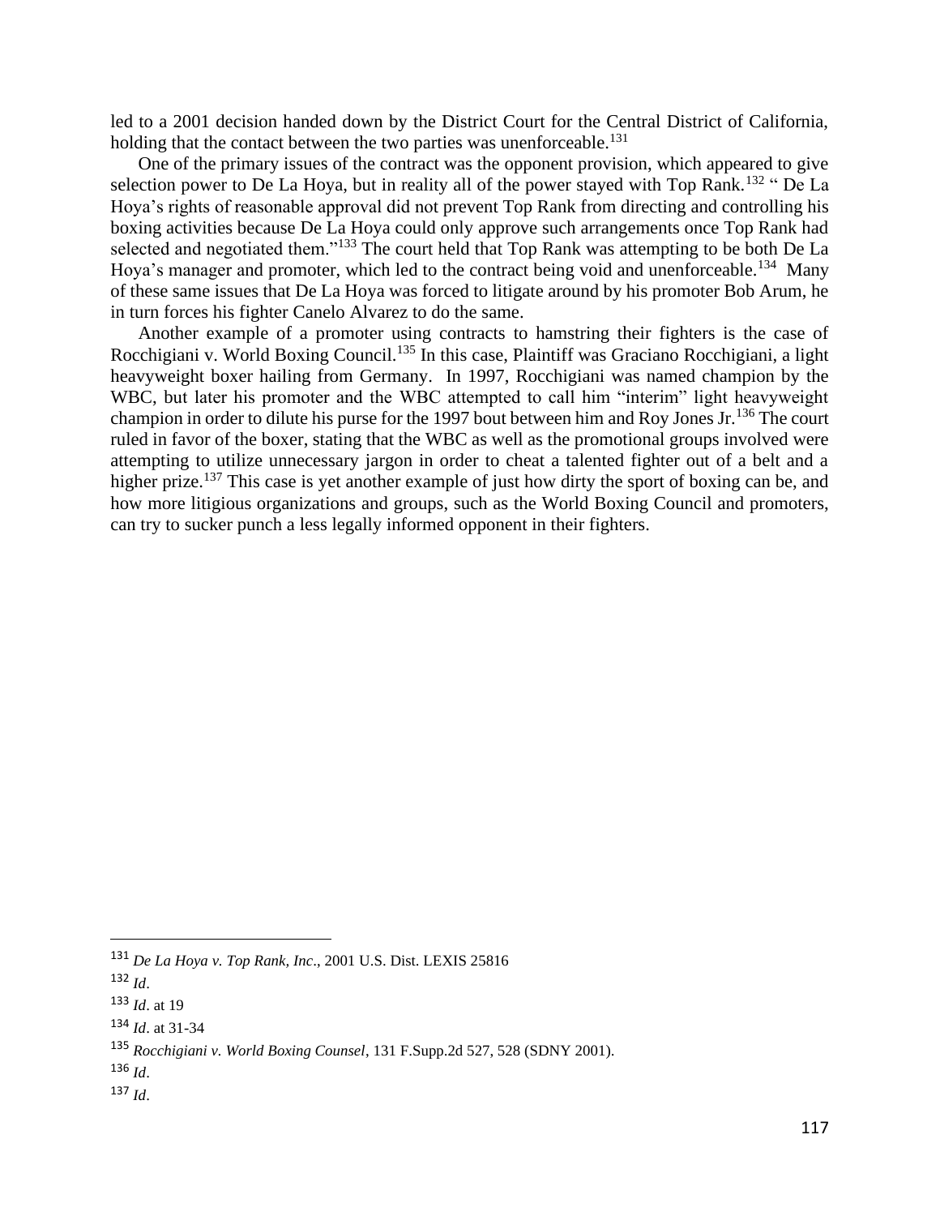led to a 2001 decision handed down by the District Court for the Central District of California, holding that the contact between the two parties was unenforceable.[131]

One of the primary issues of the contract was the opponent provision, which appeared to give selection power to De La Hoya, but in reality all of the power stayed with Top Rank.[132] " De La Hoya's rights of reasonable approval did not prevent Top Rank from directing and controlling his boxing activities because De La Hoya could only approve such arrangements once Top Rank had selected and negotiated them."[133] The court held that Top Rank was attempting to be both De La Hoya's manager and promoter, which led to the contract being void and unenforceable.[134] Many of these same issues that De La Hoya was forced to litigate around by his promoter Bob Arum, he in turn forces his fighter Canelo Alvarez to do the same.

Another example of a promoter using contracts to hamstring their fighters is the case of Rocchigiani v. World Boxing Council.[135] In this case, Plaintiff was Graciano Rocchigiani, a light heavyweight boxer hailing from Germany. In 1997, Rocchigiani was named champion by the WBC, but later his promoter and the WBC attempted to call him "interim" light heavyweight champion in order to dilute his purse for the 1997 bout between him and Roy Jones Jr.[136] The court ruled in favor of the boxer, stating that the WBC as well as the promotional groups involved were attempting to utilize unnecessary jargon in order to cheat a talented fighter out of a belt and a higher prize.[137] This case is yet another example of just how dirty the sport of boxing can be, and how more litigious organizations and groups, such as the World Boxing Council and promoters, can try to sucker punch a less legally informed opponent in their fighters.

---

[131] *De La Hoya v. Top Rank, Inc*., 2001 U.S. Dist. LEXIS 25816

[132] *Id*.

[133] *Id*. at 19

[134] *Id*. at 31-34

[135] *Rocchigiani v. World Boxing Counsel*, 131 F.Supp.2d 527, 528 (SDNY 2001).

[136] *Id*.

[137] *Id*.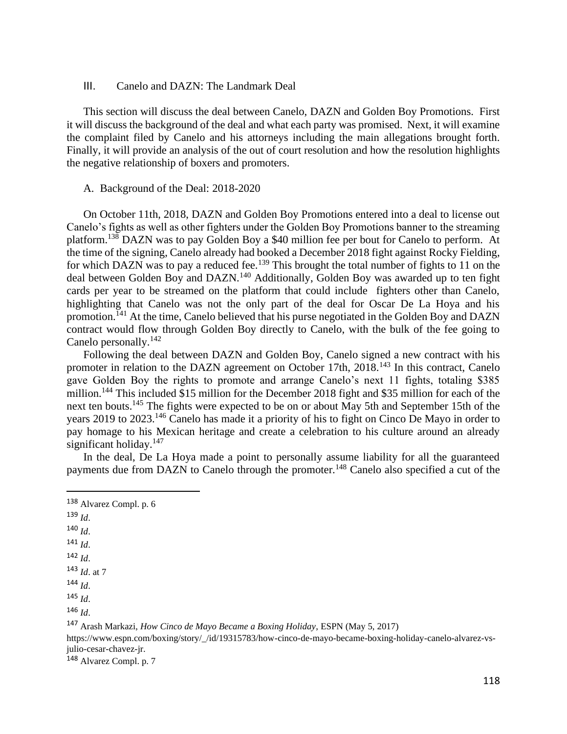## III. Canelo and DAZN: The Landmark Deal

This section will discuss the deal between Canelo, DAZN and Golden Boy Promotions. First it will discuss the background of the deal and what each party was promised. Next, it will examine the complaint filed by Canelo and his attorneys including the main allegations brought forth. Finally, it will provide an analysis of the out of court resolution and how the resolution highlights the negative relationship of boxers and promoters.

### A. Background of the Deal: 2018-2020

On October 11th, 2018, DAZN and Golden Boy Promotions entered into a deal to license out Canelo's fights as well as other fighters under the Golden Boy Promotions banner to the streaming platform.[138] DAZN was to pay Golden Boy a $40 million fee per bout for Canelo to perform. At the time of the signing, Canelo already had booked a December 2018 fight against Rocky Fielding, for which DAZN was to pay a reduced fee.[139] This brought the total number of fights to 11 on the deal between Golden Boy and DAZN.[140] Additionally, Golden Boy was awarded up to ten fight cards per year to be streamed on the platform that could include fighters other than Canelo, highlighting that Canelo was not the only part of the deal for Oscar De La Hoya and his promotion.[141] At the time, Canelo believed that his purse negotiated in the Golden Boy and DAZN contract would flow through Golden Boy directly to Canelo, with the bulk of the fee going to Canelo personally.[142]

Following the deal between DAZN and Golden Boy, Canelo signed a new contract with his promoter in relation to the DAZN agreement on October 17th, 2018.[143] In this contract, Canelo gave Golden Boy the rights to promote and arrange Canelo's next 11 fights, totaling $385 million.[144] This included $15 million for the December 2018 fight and $35 million for each of the next ten bouts.[145] The fights were expected to be on or about May 5th and September 15th of the years 2019 to 2023.[146] Canelo has made it a priority of his to fight on Cinco De Mayo in order to pay homage to his Mexican heritage and create a celebration to his culture around an already significant holiday.[147]

In the deal, De La Hoya made a point to personally assume liability for all the guaranteed payments due from DAZN to Canelo through the promoter.[148] Canelo also specified a cut of the

---

[138] Alvarez Compl. p. 6

[139] *Id*.

[140] *Id*.

[141] *Id*.

[142] *Id*.

[143] *Id*. at 7

[144] *Id*.

[145] *Id*.

[146] *Id*.

[147] Arash Markazi, *How Cinco de Mayo Became a Boxing Holiday*, ESPN (May 5, 2017) https://www.espn.com/boxing/story/_/id/19315783/how-cinco-de-mayo-became-boxing-holiday-canelo-alvarez-vs-julio-cesar-chavez-jr.

[148] Alvarez Compl. p. 7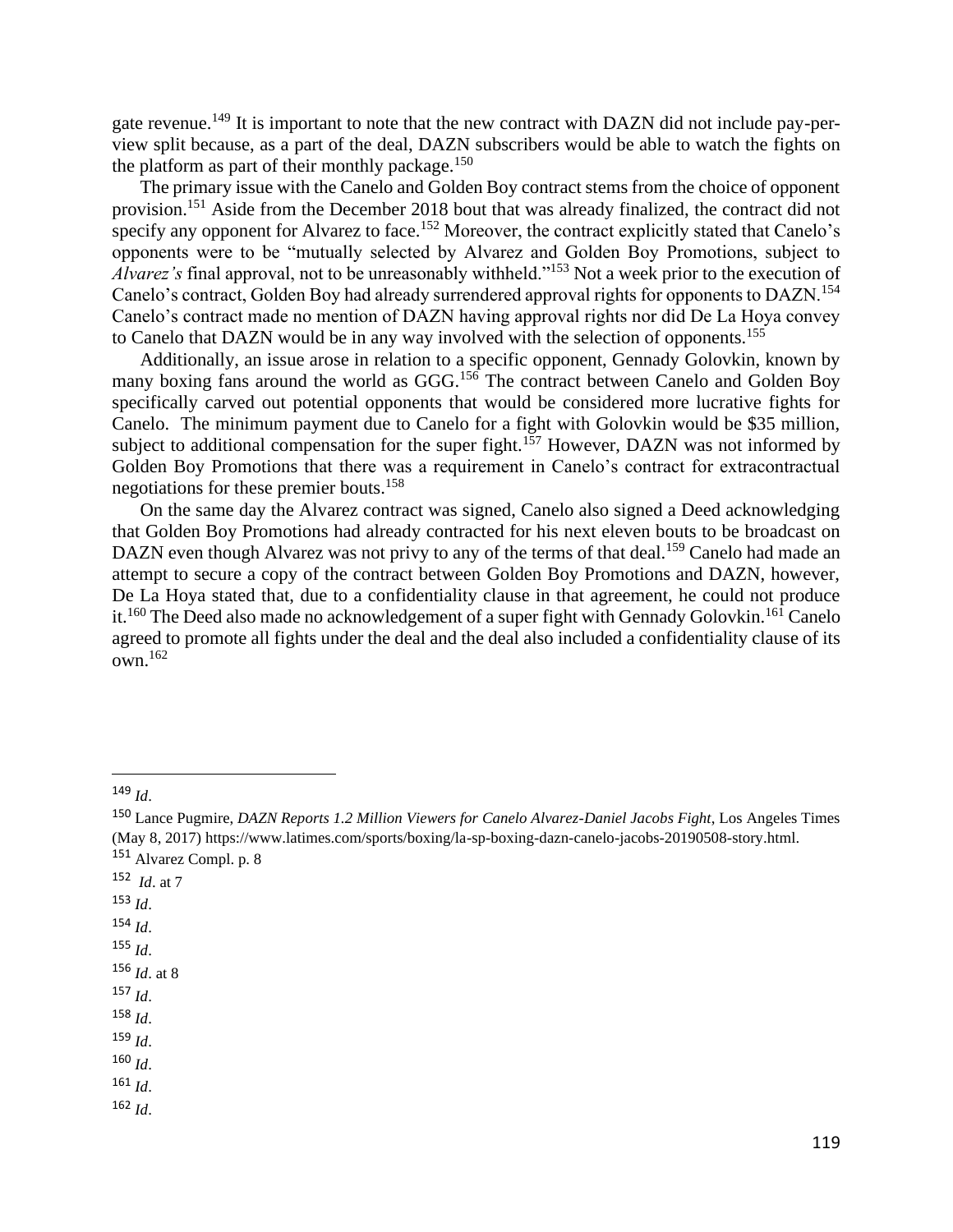gate revenue.[149] It is important to note that the new contract with DAZN did not include pay-per-view split because, as a part of the deal, DAZN subscribers would be able to watch the fights on the platform as part of their monthly package.[150]

The primary issue with the Canelo and Golden Boy contract stems from the choice of opponent provision.[151] Aside from the December 2018 bout that was already finalized, the contract did not specify any opponent for Alvarez to face.[152] Moreover, the contract explicitly stated that Canelo's opponents were to be "mutually selected by Alvarez and Golden Boy Promotions, subject to *Alvarez's* final approval, not to be unreasonably withheld."[153] Not a week prior to the execution of Canelo's contract, Golden Boy had already surrendered approval rights for opponents to DAZN.[154] Canelo's contract made no mention of DAZN having approval rights nor did De La Hoya convey to Canelo that DAZN would be in any way involved with the selection of opponents.[155]

Additionally, an issue arose in relation to a specific opponent, Gennady Golovkin, known by many boxing fans around the world as GGG.[156] The contract between Canelo and Golden Boy specifically carved out potential opponents that would be considered more lucrative fights for Canelo. The minimum payment due to Canelo for a fight with Golovkin would be $35 million, subject to additional compensation for the super fight.[157] However, DAZN was not informed by Golden Boy Promotions that there was a requirement in Canelo's contract for extracontractual negotiations for these premier bouts.[158]

On the same day the Alvarez contract was signed, Canelo also signed a Deed acknowledging that Golden Boy Promotions had already contracted for his next eleven bouts to be broadcast on DAZN even though Alvarez was not privy to any of the terms of that deal.[159] Canelo had made an attempt to secure a copy of the contract between Golden Boy Promotions and DAZN, however, De La Hoya stated that, due to a confidentiality clause in that agreement, he could not produce it.[160] The Deed also made no acknowledgement of a super fight with Gennady Golovkin.[161] Canelo agreed to promote all fights under the deal and the deal also included a confidentiality clause of its own.[162]

---

[149] *Id*.

[150] Lance Pugmire, *DAZN Reports 1.2 Million Viewers for Canelo Alvarez-Daniel Jacobs Fight*, Los Angeles Times (May 8, 2017) https://www.latimes.com/sports/boxing/la-sp-boxing-dazn-canelo-jacobs-20190508-story.html.

[151] Alvarez Compl. p. 8

[152] *Id*. at 7

[153] *Id*.

[154] *Id*.

[155] *Id*.

[156] *Id*. at 8

[157] *Id*.

[158] *Id*.

[159] *Id*.

[160] *Id*.

[161] *Id*.

[162] *Id*.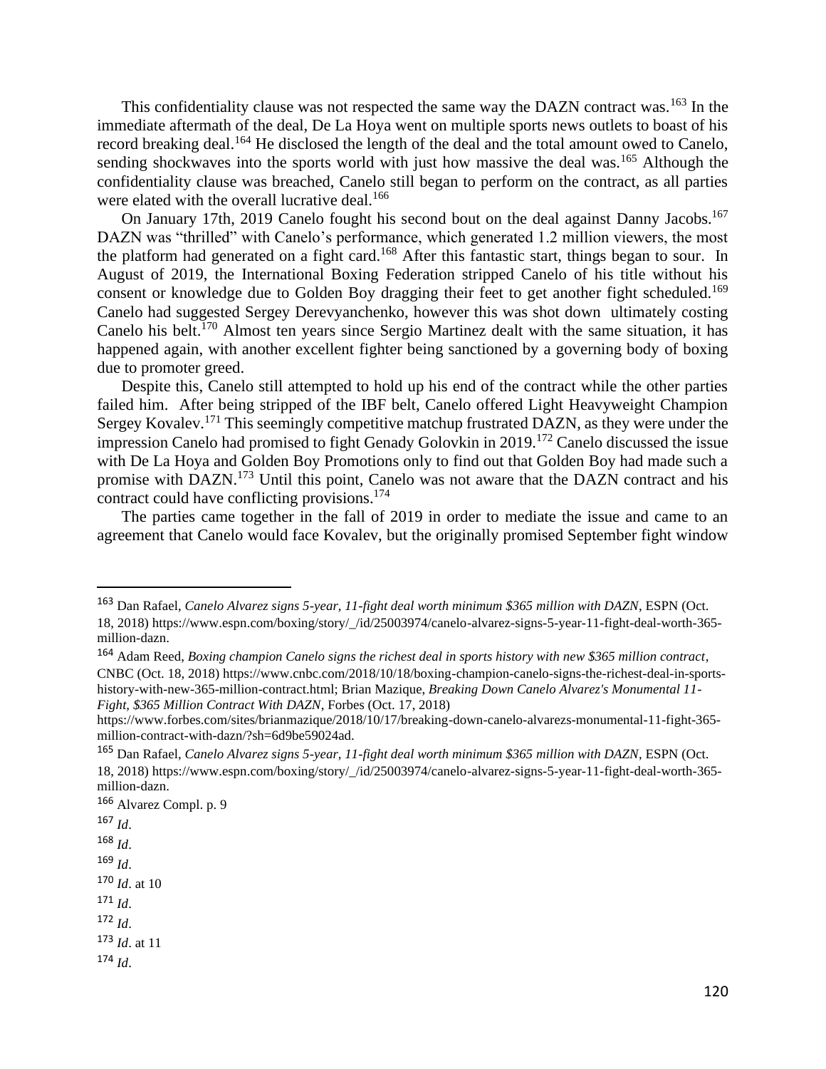This confidentiality clause was not respected the same way the DAZN contract was.[163] In the immediate aftermath of the deal, De La Hoya went on multiple sports news outlets to boast of his record breaking deal.[164] He disclosed the length of the deal and the total amount owed to Canelo, sending shockwaves into the sports world with just how massive the deal was.[165] Although the confidentiality clause was breached, Canelo still began to perform on the contract, as all parties were elated with the overall lucrative deal.[166]

On January 17th, 2019 Canelo fought his second bout on the deal against Danny Jacobs.[167] DAZN was "thrilled" with Canelo's performance, which generated 1.2 million viewers, the most the platform had generated on a fight card.[168] After this fantastic start, things began to sour. In August of 2019, the International Boxing Federation stripped Canelo of his title without his consent or knowledge due to Golden Boy dragging their feet to get another fight scheduled.[169] Canelo had suggested Sergey Derevyanchenko, however this was shot down ultimately costing Canelo his belt.[170] Almost ten years since Sergio Martinez dealt with the same situation, it has happened again, with another excellent fighter being sanctioned by a governing body of boxing due to promoter greed.

Despite this, Canelo still attempted to hold up his end of the contract while the other parties failed him. After being stripped of the IBF belt, Canelo offered Light Heavyweight Champion Sergey Kovalev.[171] This seemingly competitive matchup frustrated DAZN, as they were under the impression Canelo had promised to fight Genady Golovkin in 2019.[172] Canelo discussed the issue with De La Hoya and Golden Boy Promotions only to find out that Golden Boy had made such a promise with DAZN.[173] Until this point, Canelo was not aware that the DAZN contract and his contract could have conflicting provisions.[174]

The parties came together in the fall of 2019 in order to mediate the issue and came to an agreement that Canelo would face Kovalev, but the originally promised September fight window

---

[163] Dan Rafael, *Canelo Alvarez signs 5-year, 11-fight deal worth minimum $365 million with DAZN*, ESPN (Oct. 18, 2018) https://www.espn.com/boxing/story/_/id/25003974/canelo-alvarez-signs-5-year-11-fight-deal-worth-365-million-dazn.

[164] Adam Reed, *Boxing champion Canelo signs the richest deal in sports history with new $365 million contract*, CNBC (Oct. 18, 2018) https://www.cnbc.com/2018/10/18/boxing-champion-canelo-signs-the-richest-deal-in-sports-history-with-new-365-million-contract.html; Brian Mazique, *Breaking Down Canelo Alvarez's Monumental 11-Fight, $365 Million Contract With DAZN*, Forbes (Oct. 17, 2018) https://www.forbes.com/sites/brianmazique/2018/10/17/breaking-down-canelo-alvarezs-monumental-11-fight-365-million-contract-with-dazn/?sh=6d9be59024ad.

[165] Dan Rafael, *Canelo Alvarez signs 5-year, 11-fight deal worth minimum $365 million with DAZN*, ESPN (Oct. 18, 2018) https://www.espn.com/boxing/story/_/id/25003974/canelo-alvarez-signs-5-year-11-fight-deal-worth-365-million-dazn.

[166] Alvarez Compl. p. 9

[167] *Id*.

[168] *Id*.

[169] *Id*.

[170] *Id*. at 10

[171] *Id*.

[172] *Id*.

[173] *Id*. at 11

[174] *Id*.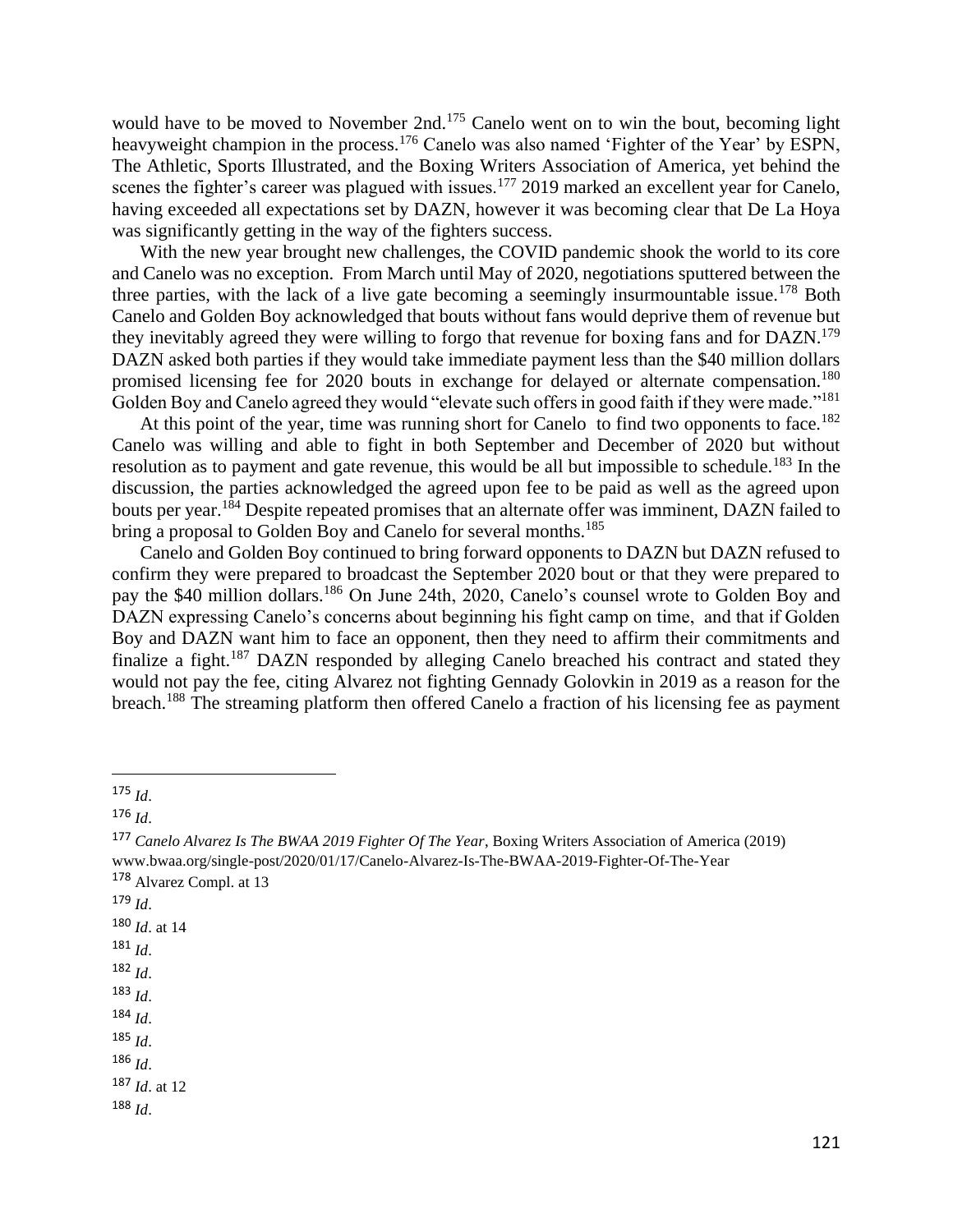would have to be moved to November 2nd.[175] Canelo went on to win the bout, becoming light heavyweight champion in the process.[176] Canelo was also named 'Fighter of the Year' by ESPN, The Athletic, Sports Illustrated, and the Boxing Writers Association of America, yet behind the scenes the fighter's career was plagued with issues.[177] 2019 marked an excellent year for Canelo, having exceeded all expectations set by DAZN, however it was becoming clear that De La Hoya was significantly getting in the way of the fighters success.

With the new year brought new challenges, the COVID pandemic shook the world to its core and Canelo was no exception. From March until May of 2020, negotiations sputtered between the three parties, with the lack of a live gate becoming a seemingly insurmountable issue.[178] Both Canelo and Golden Boy acknowledged that bouts without fans would deprive them of revenue but they inevitably agreed they were willing to forgo that revenue for boxing fans and for DAZN.[179] DAZN asked both parties if they would take immediate payment less than the $40 million dollars promised licensing fee for 2020 bouts in exchange for delayed or alternate compensation.[180] Golden Boy and Canelo agreed they would "elevate such offers in good faith if they were made."[181]

At this point of the year, time was running short for Canelo to find two opponents to face.[182] Canelo was willing and able to fight in both September and December of 2020 but without resolution as to payment and gate revenue, this would be all but impossible to schedule.[183] In the discussion, the parties acknowledged the agreed upon fee to be paid as well as the agreed upon bouts per year.[184] Despite repeated promises that an alternate offer was imminent, DAZN failed to bring a proposal to Golden Boy and Canelo for several months.[185]

Canelo and Golden Boy continued to bring forward opponents to DAZN but DAZN refused to confirm they were prepared to broadcast the September 2020 bout or that they were prepared to pay the $40 million dollars.[186] On June 24th, 2020, Canelo's counsel wrote to Golden Boy and DAZN expressing Canelo's concerns about beginning his fight camp on time, and that if Golden Boy and DAZN want him to face an opponent, then they need to affirm their commitments and finalize a fight.[187] DAZN responded by alleging Canelo breached his contract and stated they would not pay the fee, citing Alvarez not fighting Gennady Golovkin in 2019 as a reason for the breach.[188] The streaming platform then offered Canelo a fraction of his licensing fee as payment

---

[175] *Id*.

[176] *Id*.

[177] *Canelo Alvarez Is The BWAA 2019 Fighter Of The Year*, Boxing Writers Association of America (2019) www.bwaa.org/single-post/2020/01/17/Canelo-Alvarez-Is-The-BWAA-2019-Fighter-Of-The-Year

[178] Alvarez Compl. at 13

[179] *Id*.

[180] *Id*. at 14

[181] *Id*.

[182] *Id*.

[183] *Id*.

[184] *Id*.

[185] *Id*.

[186] *Id*.

[187] *Id*. at 12

[188] *Id*.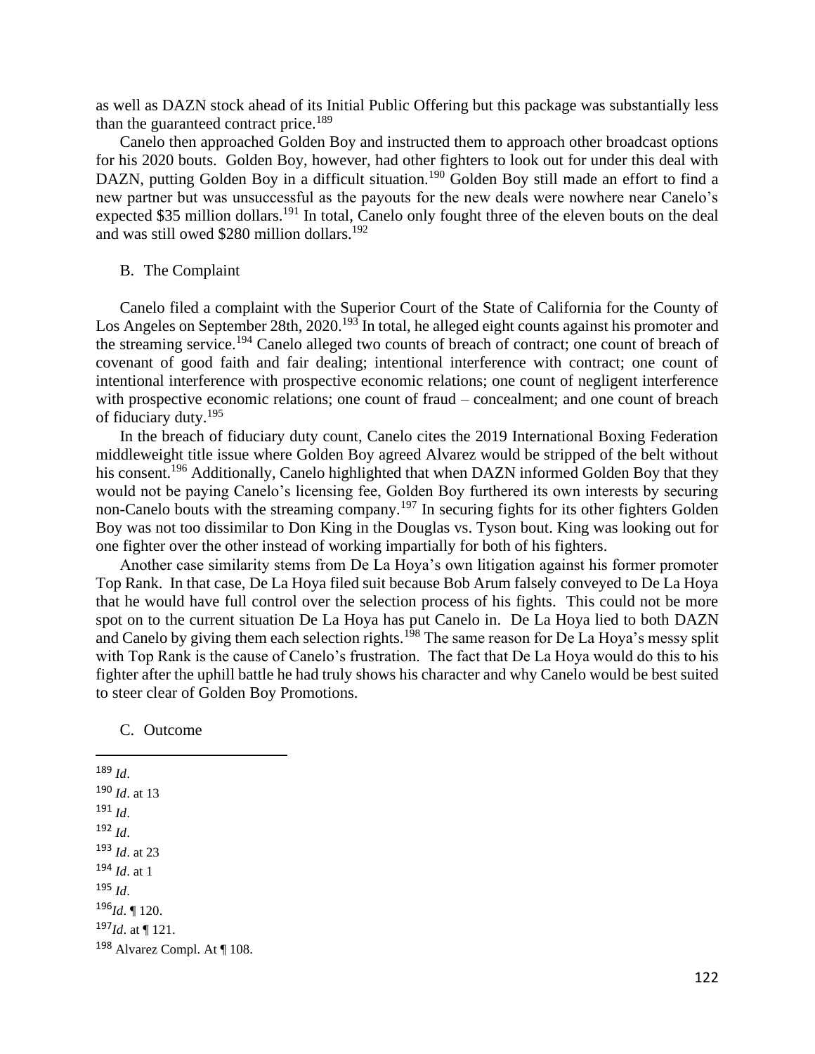as well as DAZN stock ahead of its Initial Public Offering but this package was substantially less than the guaranteed contract price.[189]

Canelo then approached Golden Boy and instructed them to approach other broadcast options for his 2020 bouts. Golden Boy, however, had other fighters to look out for under this deal with DAZN, putting Golden Boy in a difficult situation.[190] Golden Boy still made an effort to find a new partner but was unsuccessful as the payouts for the new deals were nowhere near Canelo's expected $35 million dollars.[191] In total, Canelo only fought three of the eleven bouts on the deal and was still owed $280 million dollars.[192]

### B. The Complaint

Canelo filed a complaint with the Superior Court of the State of California for the County of Los Angeles on September 28th, 2020.[193] In total, he alleged eight counts against his promoter and the streaming service.[194] Canelo alleged two counts of breach of contract; one count of breach of covenant of good faith and fair dealing; intentional interference with contract; one count of intentional interference with prospective economic relations; one count of negligent interference with prospective economic relations; one count of fraud – concealment; and one count of breach of fiduciary duty.[195]

In the breach of fiduciary duty count, Canelo cites the 2019 International Boxing Federation middleweight title issue where Golden Boy agreed Alvarez would be stripped of the belt without his consent.[196] Additionally, Canelo highlighted that when DAZN informed Golden Boy that they would not be paying Canelo's licensing fee, Golden Boy furthered its own interests by securing non-Canelo bouts with the streaming company.[197] In securing fights for its other fighters Golden Boy was not too dissimilar to Don King in the Douglas vs. Tyson bout. King was looking out for one fighter over the other instead of working impartially for both of his fighters.

Another case similarity stems from De La Hoya's own litigation against his former promoter Top Rank. In that case, De La Hoya filed suit because Bob Arum falsely conveyed to De La Hoya that he would have full control over the selection process of his fights. This could not be more spot on to the current situation De La Hoya has put Canelo in. De La Hoya lied to both DAZN and Canelo by giving them each selection rights.[198] The same reason for De La Hoya's messy split with Top Rank is the cause of Canelo's frustration. The fact that De La Hoya would do this to his fighter after the uphill battle he had truly shows his character and why Canelo would be best suited to steer clear of Golden Boy Promotions.

### C. Outcome

---

[189] *Id*.

[190] *Id*. at 13

[191] *Id*.

[192] *Id*.

[193] *Id*. at 23

[194] *Id*. at 1

[195] *Id*.

[196] *Id*. ¶ 120.

[197] *Id*. at ¶ 121.

[198] Alvarez Compl. At ¶ 108.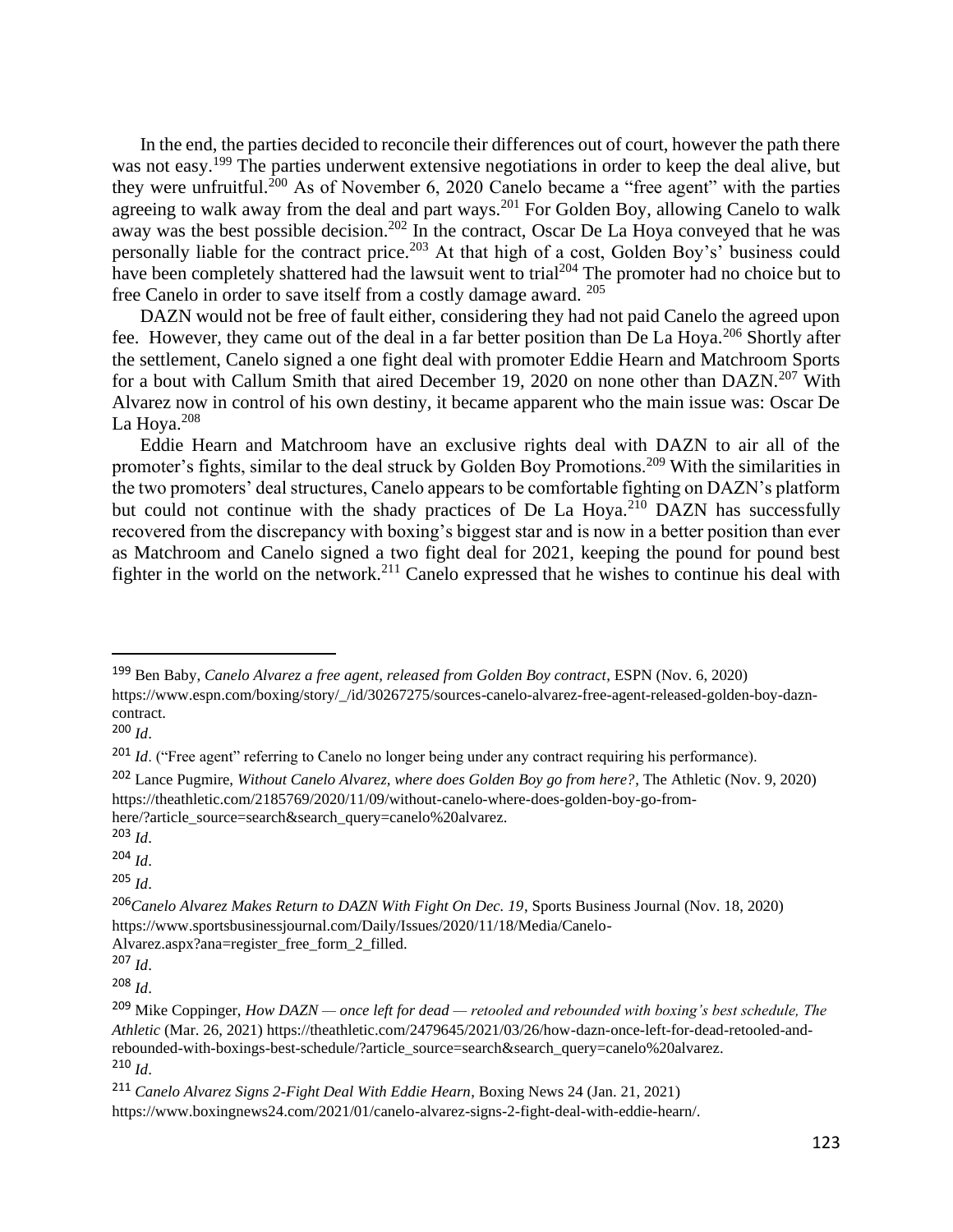In the end, the parties decided to reconcile their differences out of court, however the path there was not easy.[199] The parties underwent extensive negotiations in order to keep the deal alive, but they were unfruitful.[200] As of November 6, 2020 Canelo became a "free agent" with the parties agreeing to walk away from the deal and part ways.[201] For Golden Boy, allowing Canelo to walk away was the best possible decision.[202] In the contract, Oscar De La Hoya conveyed that he was personally liable for the contract price.[203] At that high of a cost, Golden Boy's' business could have been completely shattered had the lawsuit went to trial[204] The promoter had no choice but to free Canelo in order to save itself from a costly damage award. [205]

DAZN would not be free of fault either, considering they had not paid Canelo the agreed upon fee. However, they came out of the deal in a far better position than De La Hoya.[206] Shortly after the settlement, Canelo signed a one fight deal with promoter Eddie Hearn and Matchroom Sports for a bout with Callum Smith that aired December 19, 2020 on none other than DAZN.[207] With Alvarez now in control of his own destiny, it became apparent who the main issue was: Oscar De La Hoya.[208]

Eddie Hearn and Matchroom have an exclusive rights deal with DAZN to air all of the promoter's fights, similar to the deal struck by Golden Boy Promotions.[209] With the similarities in the two promoters' deal structures, Canelo appears to be comfortable fighting on DAZN's platform but could not continue with the shady practices of De La Hoya.[210] DAZN has successfully recovered from the discrepancy with boxing's biggest star and is now in a better position than ever as Matchroom and Canelo signed a two fight deal for 2021, keeping the pound for pound best fighter in the world on the network.[211] Canelo expressed that he wishes to continue his deal with

---

[199] Ben Baby, *Canelo Alvarez a free agent, released from Golden Boy contract*, ESPN (Nov. 6, 2020) https://www.espn.com/boxing/story/_/id/30267275/sources-canelo-alvarez-free-agent-released-golden-boy-dazn-contract.

[200] *Id*.

[201] *Id*. ("Free agent" referring to Canelo no longer being under any contract requiring his performance).

[202] Lance Pugmire, *Without Canelo Alvarez, where does Golden Boy go from here?*, The Athletic (Nov. 9, 2020) https://theathletic.com/2185769/2020/11/09/without-canelo-where-does-golden-boy-go-from-here/?article_source=search&search_query=canelo%20alvarez.

[203] *Id*.

[204] *Id*.

[205] *Id*.

[206] *Canelo Alvarez Makes Return to DAZN With Fight On Dec. 19*, Sports Business Journal (Nov. 18, 2020) https://www.sportsbusinessjournal.com/Daily/Issues/2020/11/18/Media/Canelo-Alvarez.aspx?ana=register_free_form_2_filled.

[207] *Id*.

[208] *Id*.

[209] Mike Coppinger, *How DAZN — once left for dead — retooled and rebounded with boxing's best schedule, The Athletic* (Mar. 26, 2021) https://theathletic.com/2479645/2021/03/26/how-dazn-once-left-for-dead-retooled-and-rebounded-with-boxings-best-schedule/?article_source=search&search_query=canelo%20alvarez.

[210] *Id*.

[211] *Canelo Alvarez Signs 2-Fight Deal With Eddie Hearn*, Boxing News 24 (Jan. 21, 2021) https://www.boxingnews24.com/2021/01/canelo-alvarez-signs-2-fight-deal-with-eddie-hearn/.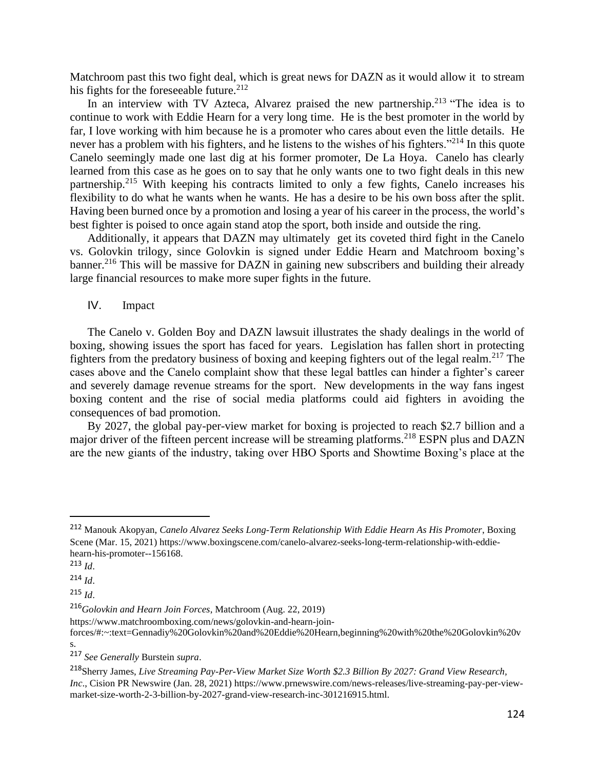Matchroom past this two fight deal, which is great news for DAZN as it would allow it to stream his fights for the foreseeable future.[212]

In an interview with TV Azteca, Alvarez praised the new partnership.[213] "The idea is to continue to work with Eddie Hearn for a very long time. He is the best promoter in the world by far, I love working with him because he is a promoter who cares about even the little details. He never has a problem with his fighters, and he listens to the wishes of his fighters."[214] In this quote Canelo seemingly made one last dig at his former promoter, De La Hoya. Canelo has clearly learned from this case as he goes on to say that he only wants one to two fight deals in this new partnership.[215] With keeping his contracts limited to only a few fights, Canelo increases his flexibility to do what he wants when he wants. He has a desire to be his own boss after the split. Having been burned once by a promotion and losing a year of his career in the process, the world's best fighter is poised to once again stand atop the sport, both inside and outside the ring.

Additionally, it appears that DAZN may ultimately get its coveted third fight in the Canelo vs. Golovkin trilogy, since Golovkin is signed under Eddie Hearn and Matchroom boxing's banner.[216] This will be massive for DAZN in gaining new subscribers and building their already large financial resources to make more super fights in the future.

## IV. Impact

The Canelo v. Golden Boy and DAZN lawsuit illustrates the shady dealings in the world of boxing, showing issues the sport has faced for years. Legislation has fallen short in protecting fighters from the predatory business of boxing and keeping fighters out of the legal realm.[217] The cases above and the Canelo complaint show that these legal battles can hinder a fighter's career and severely damage revenue streams for the sport. New developments in the way fans ingest boxing content and the rise of social media platforms could aid fighters in avoiding the consequences of bad promotion.

By 2027, the global pay-per-view market for boxing is projected to reach $2.7 billion and a major driver of the fifteen percent increase will be streaming platforms.[218] ESPN plus and DAZN are the new giants of the industry, taking over HBO Sports and Showtime Boxing's place at the

---

[212] Manouk Akopyan, *Canelo Alvarez Seeks Long-Term Relationship With Eddie Hearn As His Promoter*, Boxing Scene (Mar. 15, 2021) https://www.boxingscene.com/canelo-alvarez-seeks-long-term-relationship-with-eddie-hearn-his-promoter--156168.

[213] *Id*.

[214] *Id*.

[215] *Id*.

[216] *Golovkin and Hearn Join Forces*, Matchroom (Aug. 22, 2019) https://www.matchroomboxing.com/news/golovkin-and-hearn-join-forces/#:~:text=Gennadiy%20Golovkin%20and%20Eddie%20Hearn,beginning%20with%20the%20Golovkin%20vs.

[217] *See Generally* Burstein *supra*.

[218] Sherry James, *Live Streaming Pay-Per-View Market Size Worth $2.3 Billion By 2027: Grand View Research, Inc*., Cision PR Newswire (Jan. 28, 2021) https://www.prnewswire.com/news-releases/live-streaming-pay-per-view-market-size-worth-2-3-billion-by-2027-grand-view-research-inc-301216915.html.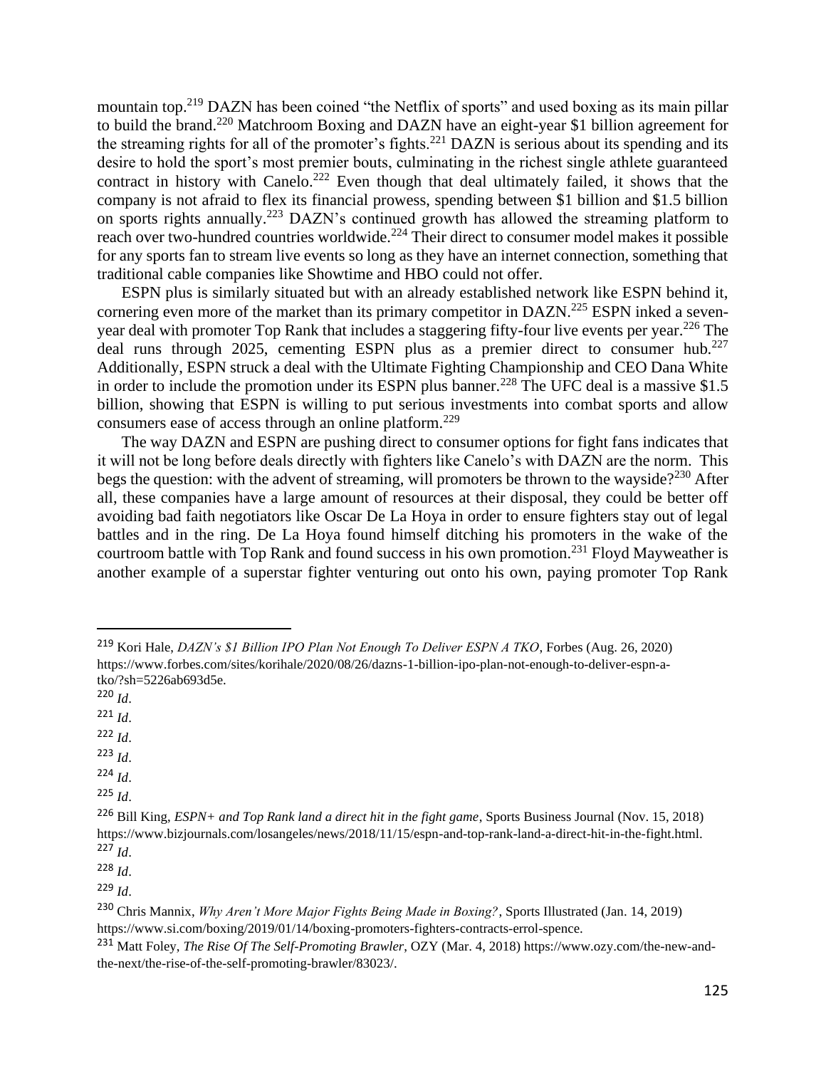mountain top.[219] DAZN has been coined "the Netflix of sports" and used boxing as its main pillar to build the brand.[220] Matchroom Boxing and DAZN have an eight-year $1 billion agreement for the streaming rights for all of the promoter's fights.[221] DAZN is serious about its spending and its desire to hold the sport's most premier bouts, culminating in the richest single athlete guaranteed contract in history with Canelo.[222] Even though that deal ultimately failed, it shows that the company is not afraid to flex its financial prowess, spending between $1 billion and $1.5 billion on sports rights annually.[223] DAZN's continued growth has allowed the streaming platform to reach over two-hundred countries worldwide.[224] Their direct to consumer model makes it possible for any sports fan to stream live events so long as they have an internet connection, something that traditional cable companies like Showtime and HBO could not offer.

ESPN plus is similarly situated but with an already established network like ESPN behind it, cornering even more of the market than its primary competitor in DAZN.[225] ESPN inked a seven-year deal with promoter Top Rank that includes a staggering fifty-four live events per year.[226] The deal runs through 2025, cementing ESPN plus as a premier direct to consumer hub.[227] Additionally, ESPN struck a deal with the Ultimate Fighting Championship and CEO Dana White in order to include the promotion under its ESPN plus banner.[228] The UFC deal is a massive $1.5 billion, showing that ESPN is willing to put serious investments into combat sports and allow consumers ease of access through an online platform.[229]

The way DAZN and ESPN are pushing direct to consumer options for fight fans indicates that it will not be long before deals directly with fighters like Canelo's with DAZN are the norm. This begs the question: with the advent of streaming, will promoters be thrown to the wayside?[230] After all, these companies have a large amount of resources at their disposal, they could be better off avoiding bad faith negotiators like Oscar De La Hoya in order to ensure fighters stay out of legal battles and in the ring. De La Hoya found himself ditching his promoters in the wake of the courtroom battle with Top Rank and found success in his own promotion.[231] Floyd Mayweather is another example of a superstar fighter venturing out onto his own, paying promoter Top Rank

---

[219] Kori Hale, *DAZN's $1 Billion IPO Plan Not Enough To Deliver ESPN A TKO*, Forbes (Aug. 26, 2020) https://www.forbes.com/sites/korihale/2020/08/26/dazns-1-billion-ipo-plan-not-enough-to-deliver-espn-a-tko/?sh=5226ab693d5e.

[220] *Id*.

[221] *Id*.

[222] *Id*.

[223] *Id*.

[224] *Id*.

[225] *Id*.

[226] Bill King, *ESPN+ and Top Rank land a direct hit in the fight game*, Sports Business Journal (Nov. 15, 2018) https://www.bizjournals.com/losangeles/news/2018/11/15/espn-and-top-rank-land-a-direct-hit-in-the-fight.html.

[227] *Id*.

[228] *Id*.

[229] *Id*.

[230] Chris Mannix, *Why Aren't More Major Fights Being Made in Boxing?*, Sports Illustrated (Jan. 14, 2019) https://www.si.com/boxing/2019/01/14/boxing-promoters-fighters-contracts-errol-spence.

[231] Matt Foley, *The Rise Of The Self-Promoting Brawler*, OZY (Mar. 4, 2018) https://www.ozy.com/the-new-and-the-next/the-rise-of-the-self-promoting-brawler/83023/.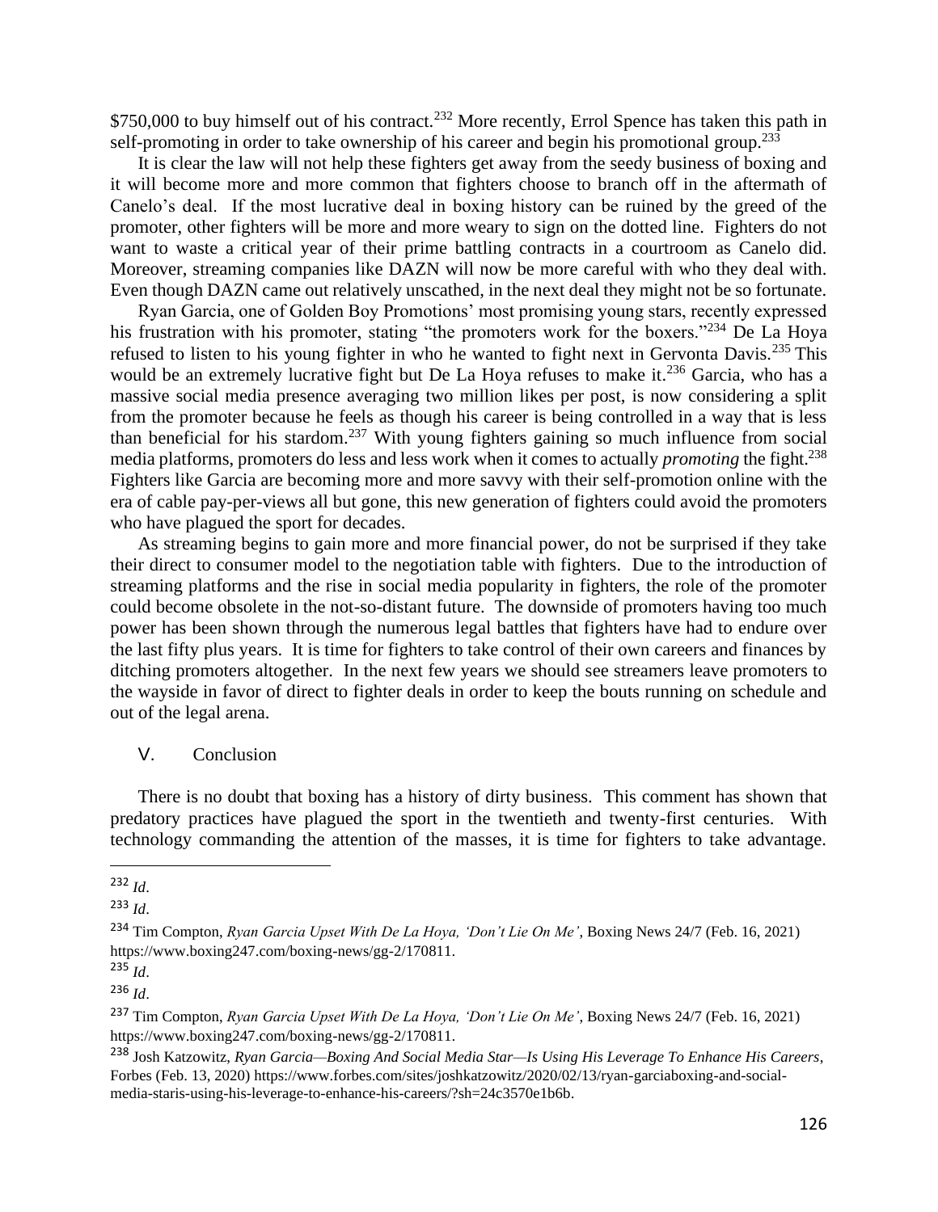$750,000 to buy himself out of his contract.[232] More recently, Errol Spence has taken this path in self-promoting in order to take ownership of his career and begin his promotional group.[233]

It is clear the law will not help these fighters get away from the seedy business of boxing and it will become more and more common that fighters choose to branch off in the aftermath of Canelo's deal. If the most lucrative deal in boxing history can be ruined by the greed of the promoter, other fighters will be more and more weary to sign on the dotted line. Fighters do not want to waste a critical year of their prime battling contracts in a courtroom as Canelo did. Moreover, streaming companies like DAZN will now be more careful with who they deal with. Even though DAZN came out relatively unscathed, in the next deal they might not be so fortunate.

Ryan Garcia, one of Golden Boy Promotions' most promising young stars, recently expressed his frustration with his promoter, stating "the promoters work for the boxers."[234] De La Hoya refused to listen to his young fighter in who he wanted to fight next in Gervonta Davis.[235] This would be an extremely lucrative fight but De La Hoya refuses to make it.[236] Garcia, who has a massive social media presence averaging two million likes per post, is now considering a split from the promoter because he feels as though his career is being controlled in a way that is less than beneficial for his stardom.[237] With young fighters gaining so much influence from social media platforms, promoters do less and less work when it comes to actually *promoting* the fight.[238] Fighters like Garcia are becoming more and more savvy with their self-promotion online with the era of cable pay-per-views all but gone, this new generation of fighters could avoid the promoters who have plagued the sport for decades.

As streaming begins to gain more and more financial power, do not be surprised if they take their direct to consumer model to the negotiation table with fighters. Due to the introduction of streaming platforms and the rise in social media popularity in fighters, the role of the promoter could become obsolete in the not-so-distant future. The downside of promoters having too much power has been shown through the numerous legal battles that fighters have had to endure over the last fifty plus years. It is time for fighters to take control of their own careers and finances by ditching promoters altogether. In the next few years we should see streamers leave promoters to the wayside in favor of direct to fighter deals in order to keep the bouts running on schedule and out of the legal arena.

## V. Conclusion

There is no doubt that boxing has a history of dirty business. This comment has shown that predatory practices have plagued the sport in the twentieth and twenty-first centuries. With technology commanding the attention of the masses, it is time for fighters to take advantage.

---

[232] *Id*.

[233] *Id*.

[234] Tim Compton, *Ryan Garcia Upset With De La Hoya, 'Don't Lie On Me'*, Boxing News 24/7 (Feb. 16, 2021) https://www.boxing247.com/boxing-news/gg-2/170811.

[235] *Id*.

[236] *Id*.

[237] Tim Compton, *Ryan Garcia Upset With De La Hoya, 'Don't Lie On Me'*, Boxing News 24/7 (Feb. 16, 2021) https://www.boxing247.com/boxing-news/gg-2/170811.

[238] Josh Katzowitz, *Ryan Garcia—Boxing And Social Media Star—Is Using His Leverage To Enhance His Careers*, Forbes (Feb. 13, 2020) https://www.forbes.com/sites/joshkatzowitz/2020/02/13/ryan-garciaboxing-and-social-media-staris-using-his-leverage-to-enhance-his-careers/?sh=24c3570e1b6b.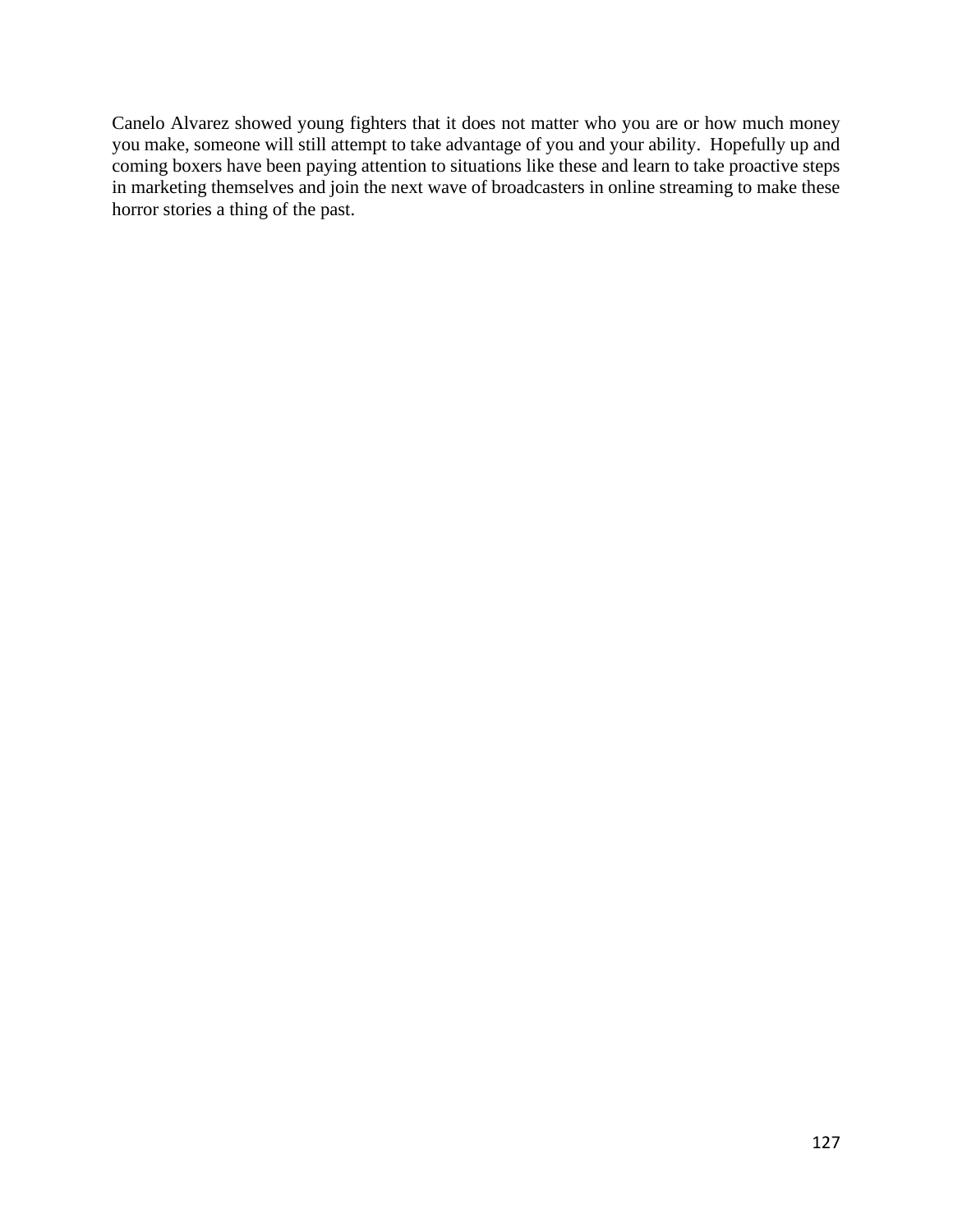Canelo Alvarez showed young fighters that it does not matter who you are or how much money you make, someone will still attempt to take advantage of you and your ability. Hopefully up and coming boxers have been paying attention to situations like these and learn to take proactive steps in marketing themselves and join the next wave of broadcasters in online streaming to make these horror stories a thing of the past.